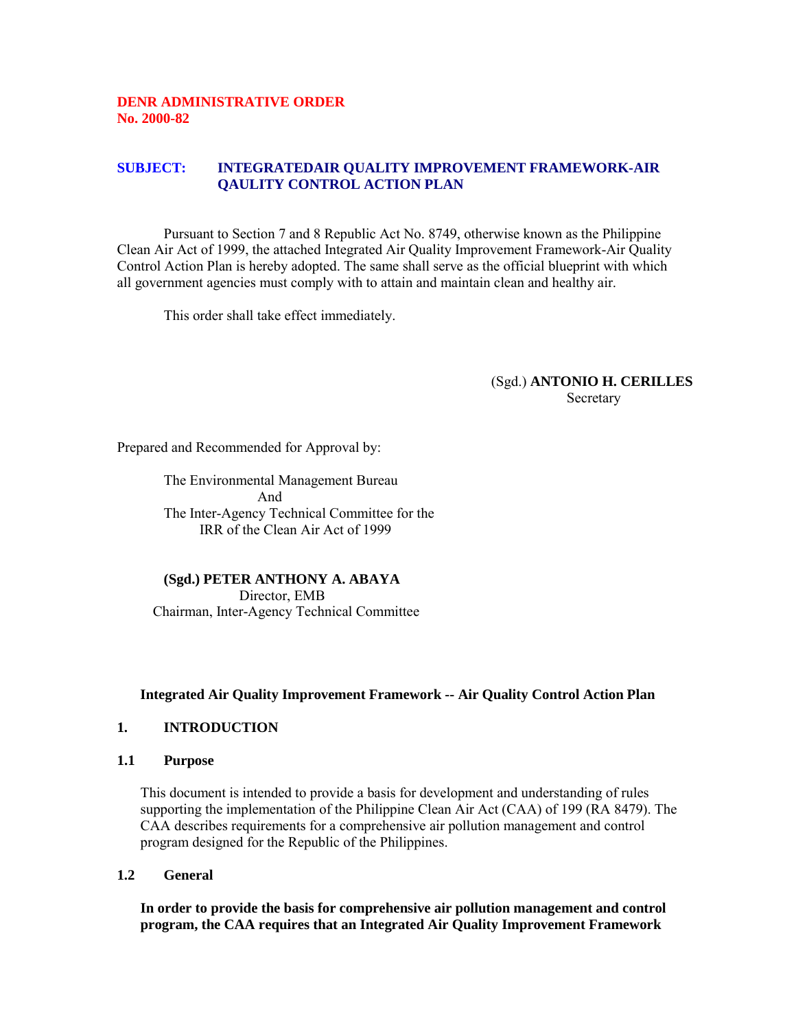**DENR ADMINISTRATIVE ORDER**
**No. 2000-82**

**SUBJECT: INTEGRATEDAIR QUALITY IMPROVEMENT FRAMEWORK-AIR QAULITY CONTROL ACTION PLAN**

Pursuant to Section 7 and 8 Republic Act No. 8749, otherwise known as the Philippine Clean Air Act of 1999, the attached Integrated Air Quality Improvement Framework-Air Quality Control Action Plan is hereby adopted. The same shall serve as the official blueprint with which all government agencies must comply with to attain and maintain clean and healthy air.

This order shall take effect immediately.

(Sgd.) **ANTONIO H. CERILLES**
Secretary

Prepared and Recommended for Approval by:

The Environmental Management Bureau
And
The Inter-Agency Technical Committee for the
IRR of the Clean Air Act of 1999

**(Sgd.) PETER ANTHONY A. ABAYA**
Director, EMB
Chairman, Inter-Agency Technical Committee

**Integrated Air Quality Improvement Framework -- Air Quality Control Action Plan**

## 1. INTRODUCTION

### 1.1 Purpose

This document is intended to provide a basis for development and understanding of rules supporting the implementation of the Philippine Clean Air Act (CAA) of 199 (RA 8479). The CAA describes requirements for a comprehensive air pollution management and control program designed for the Republic of the Philippines.

### 1.2 General

**In order to provide the basis for comprehensive air pollution management and control program, the CAA requires that an Integrated Air Quality Improvement Framework**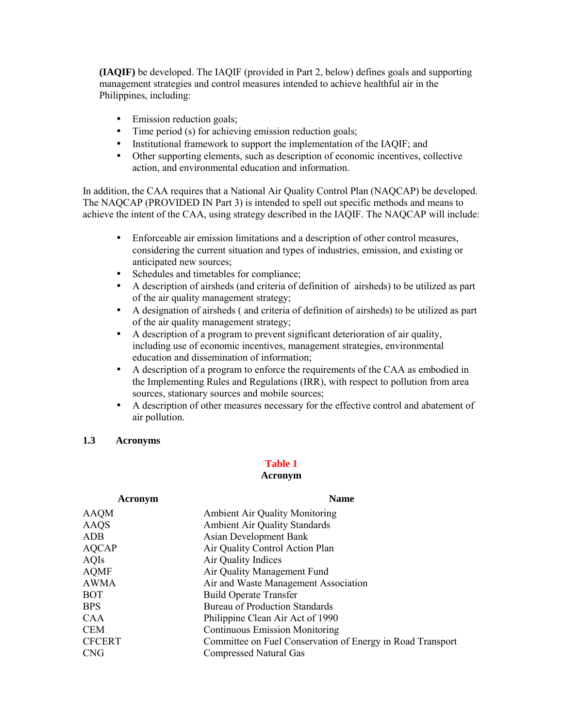**(IAQIF)** be developed. The IAQIF (provided in Part 2, below) defines goals and supporting management strategies and control measures intended to achieve healthful air in the Philippines, including:

- Emission reduction goals;
- Time period (s) for achieving emission reduction goals;
- Institutional framework to support the implementation of the IAQIF; and
- Other supporting elements, such as description of economic incentives, collective action, and environmental education and information.

In addition, the CAA requires that a National Air Quality Control Plan (NAQCAP) be developed. The NAQCAP (PROVIDED IN Part 3) is intended to spell out specific methods and means to achieve the intent of the CAA, using strategy described in the IAQIF. The NAQCAP will include:

- Enforceable air emission limitations and a description of other control measures, considering the current situation and types of industries, emission, and existing or anticipated new sources;
- Schedules and timetables for compliance;
- A description of airsheds (and criteria of definition of airsheds) to be utilized as part of the air quality management strategy;
- A designation of airsheds ( and criteria of definition of airsheds) to be utilized as part of the air quality management strategy;
- A description of a program to prevent significant deterioration of air quality, including use of economic incentives, management strategies, environmental education and dissemination of information;
- A description of a program to enforce the requirements of the CAA as embodied in the Implementing Rules and Regulations (IRR), with respect to pollution from area sources, stationary sources and mobile sources;
- A description of other measures necessary for the effective control and abatement of air pollution.

### 1.3 Acronyms

**Table 1**
**Acronym**

| Acronym | Name |
|---|---|
| AAQM | Ambient Air Quality Monitoring |
| AAQS | Ambient Air Quality Standards |
| ADB | Asian Development Bank |
| AQCAP | Air Quality Control Action Plan |
| AQIs | Air Quality Indices |
| AQMF | Air Quality Management Fund |
| AWMA | Air and Waste Management Association |
| BOT | Build Operate Transfer |
| BPS | Bureau of Production Standards |
| CAA | Philippine Clean Air Act of 1990 |
| CEM | Continuous Emission Monitoring |
| CFCERT | Committee on Fuel Conservation of Energy in Road Transport |
| CNG | Compressed Natural Gas |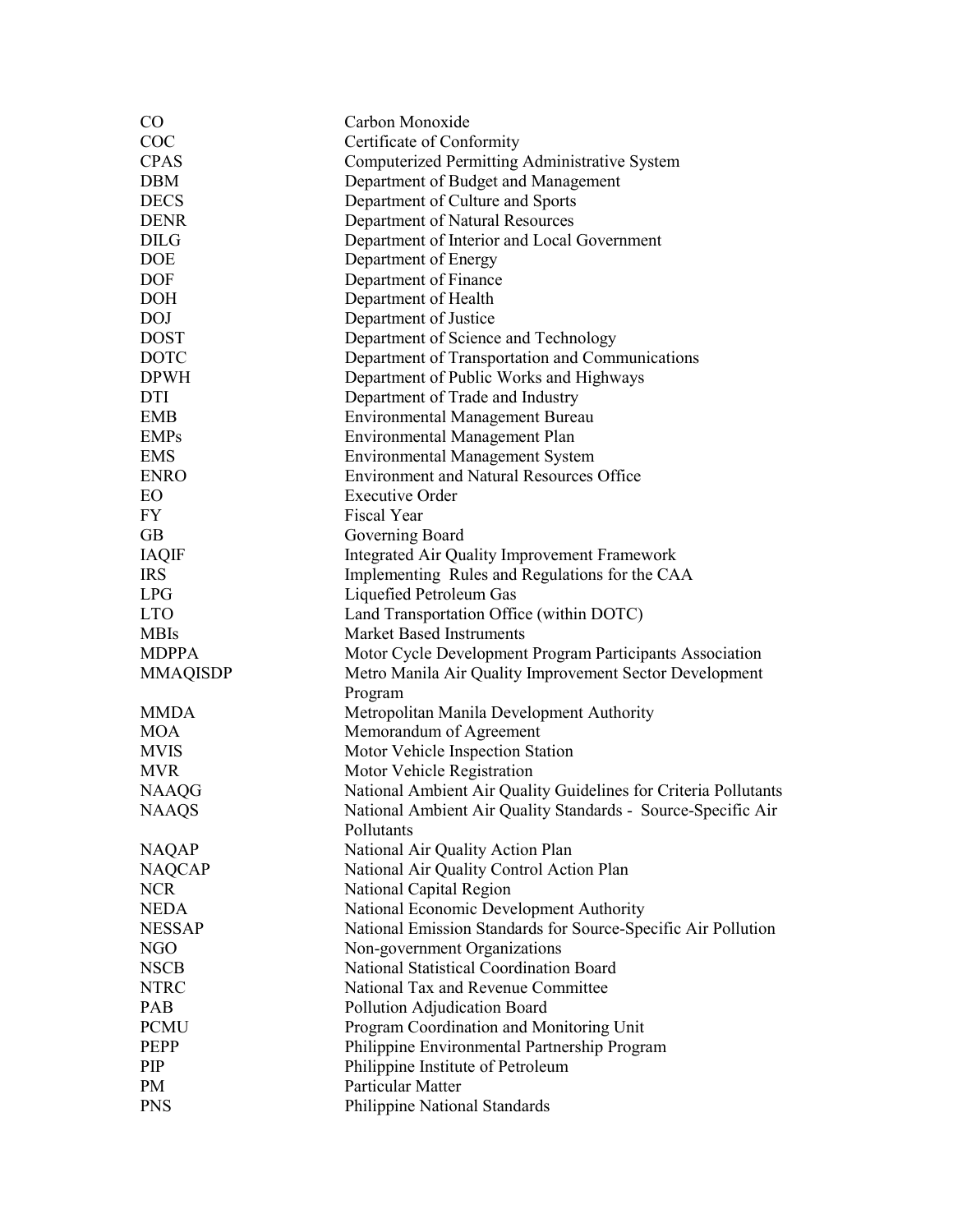| | |
|---|---|
| CO | Carbon Monoxide |
| COC | Certificate of Conformity |
| CPAS | Computerized Permitting Administrative System |
| DBM | Department of Budget and Management |
| DECS | Department of Culture and Sports |
| DENR | Department of Natural Resources |
| DILG | Department of Interior and Local Government |
| DOE | Department of Energy |
| DOF | Department of Finance |
| DOH | Department of Health |
| DOJ | Department of Justice |
| DOST | Department of Science and Technology |
| DOTC | Department of Transportation and Communications |
| DPWH | Department of Public Works and Highways |
| DTI | Department of Trade and Industry |
| EMB | Environmental Management Bureau |
| EMPs | Environmental Management Plan |
| EMS | Environmental Management System |
| ENRO | Environment and Natural Resources Office |
| EO | Executive Order |
| FY | Fiscal Year |
| GB | Governing Board |
| IAQIF | Integrated Air Quality Improvement Framework |
| IRS | Implementing Rules and Regulations for the CAA |
| LPG | Liquefied Petroleum Gas |
| LTO | Land Transportation Office (within DOTC) |
| MBIs | Market Based Instruments |
| MDPPA | Motor Cycle Development Program Participants Association |
| MMAQISDP | Metro Manila Air Quality Improvement Sector Development Program |
| MMDA | Metropolitan Manila Development Authority |
| MOA | Memorandum of Agreement |
| MVIS | Motor Vehicle Inspection Station |
| MVR | Motor Vehicle Registration |
| NAAQG | National Ambient Air Quality Guidelines for Criteria Pollutants |
| NAAQS | National Ambient Air Quality Standards - Source-Specific Air Pollutants |
| NAQAP | National Air Quality Action Plan |
| NAQCAP | National Air Quality Control Action Plan |
| NCR | National Capital Region |
| NEDA | National Economic Development Authority |
| NESSAP | National Emission Standards for Source-Specific Air Pollution |
| NGO | Non-government Organizations |
| NSCB | National Statistical Coordination Board |
| NTRC | National Tax and Revenue Committee |
| PAB | Pollution Adjudication Board |
| PCMU | Program Coordination and Monitoring Unit |
| PEPP | Philippine Environmental Partnership Program |
| PIP | Philippine Institute of Petroleum |
| PM | Particular Matter |
| PNS | Philippine National Standards |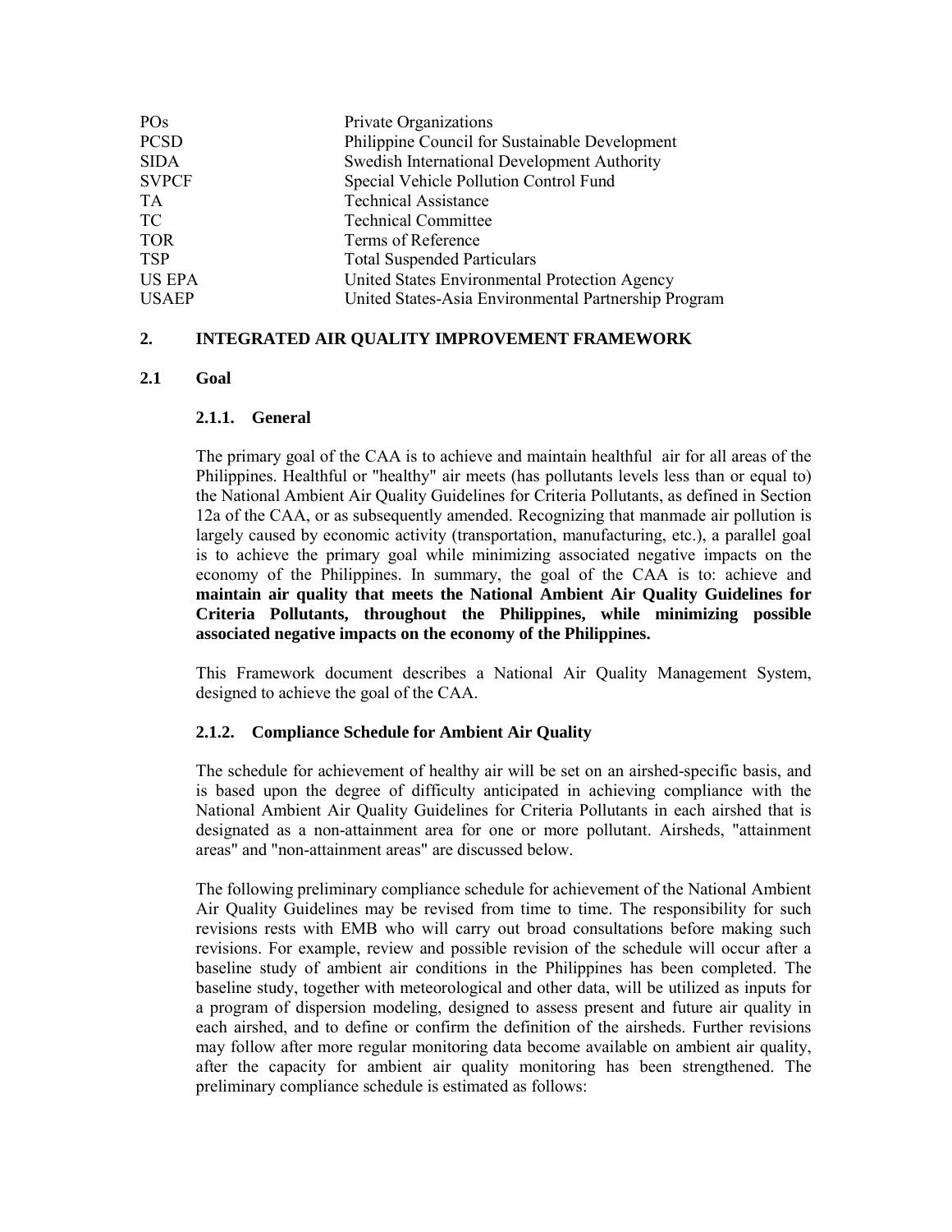| | |
|---|---|
| POs | Private Organizations |
| PCSD | Philippine Council for Sustainable Development |
| SIDA | Swedish International Development Authority |
| SVPCF | Special Vehicle Pollution Control Fund |
| TA | Technical Assistance |
| TC | Technical Committee |
| TOR | Terms of Reference |
| TSP | Total Suspended Particulars |
| US EPA | United States Environmental Protection Agency |
| USAEP | United States-Asia Environmental Partnership Program |

## 2. INTEGRATED AIR QUALITY IMPROVEMENT FRAMEWORK

### 2.1 Goal

#### 2.1.1. General

The primary goal of the CAA is to achieve and maintain healthful air for all areas of the Philippines. Healthful or "healthy" air meets (has pollutants levels less than or equal to) the National Ambient Air Quality Guidelines for Criteria Pollutants, as defined in Section 12a of the CAA, or as subsequently amended. Recognizing that manmade air pollution is largely caused by economic activity (transportation, manufacturing, etc.), a parallel goal is to achieve the primary goal while minimizing associated negative impacts on the economy of the Philippines. In summary, the goal of the CAA is to: achieve and **maintain air quality that meets the National Ambient Air Quality Guidelines for Criteria Pollutants, throughout the Philippines, while minimizing possible associated negative impacts on the economy of the Philippines.**

This Framework document describes a National Air Quality Management System, designed to achieve the goal of the CAA.

#### 2.1.2. Compliance Schedule for Ambient Air Quality

The schedule for achievement of healthy air will be set on an airshed-specific basis, and is based upon the degree of difficulty anticipated in achieving compliance with the National Ambient Air Quality Guidelines for Criteria Pollutants in each airshed that is designated as a non-attainment area for one or more pollutant. Airsheds, "attainment areas" and "non-attainment areas" are discussed below.

The following preliminary compliance schedule for achievement of the National Ambient Air Quality Guidelines may be revised from time to time. The responsibility for such revisions rests with EMB who will carry out broad consultations before making such revisions. For example, review and possible revision of the schedule will occur after a baseline study of ambient air conditions in the Philippines has been completed. The baseline study, together with meteorological and other data, will be utilized as inputs for a program of dispersion modeling, designed to assess present and future air quality in each airshed, and to define or confirm the definition of the airsheds. Further revisions may follow after more regular monitoring data become available on ambient air quality, after the capacity for ambient air quality monitoring has been strengthened. The preliminary compliance schedule is estimated as follows: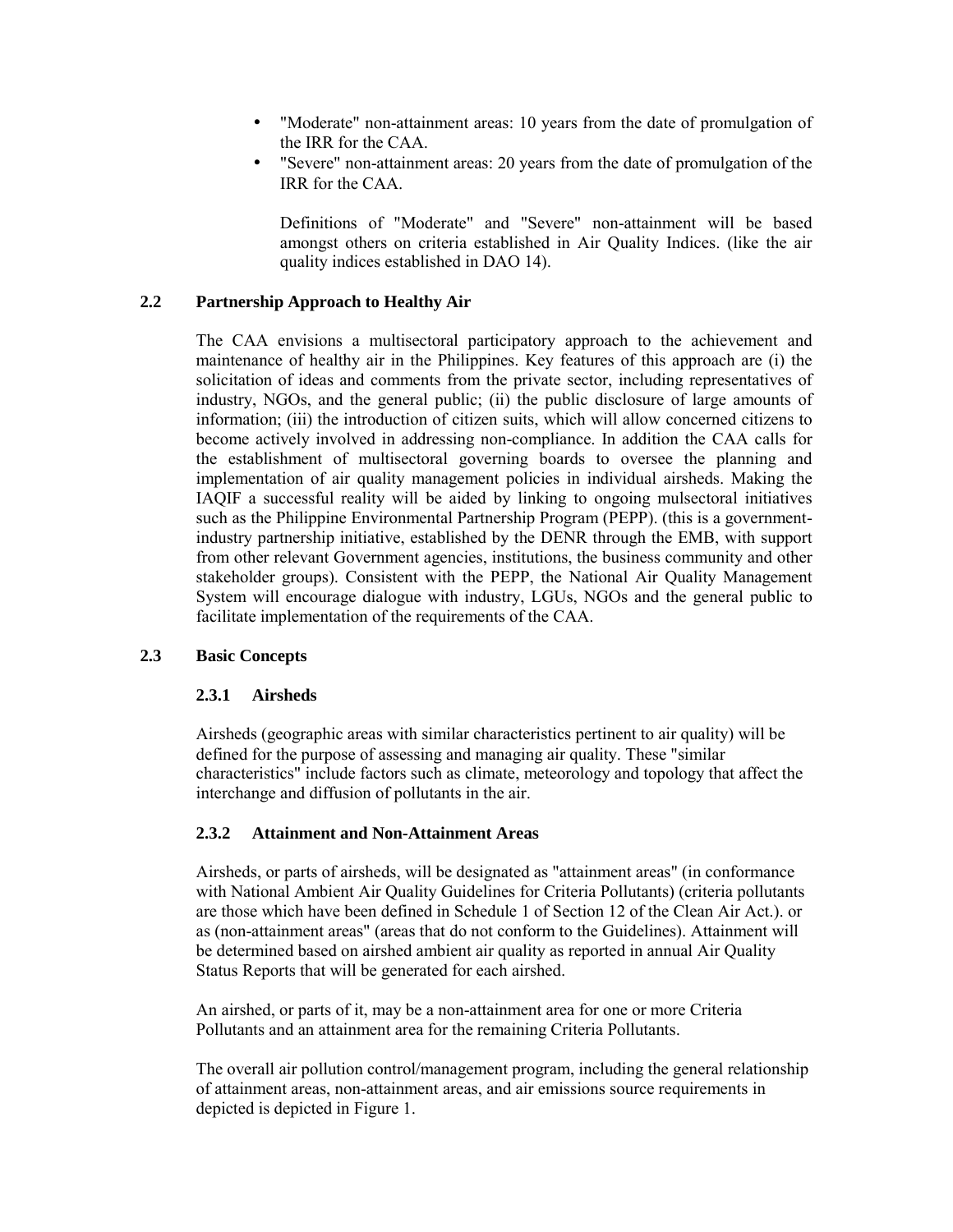- "Moderate" non-attainment areas: 10 years from the date of promulgation of the IRR for the CAA.
- "Severe" non-attainment areas: 20 years from the date of promulgation of the IRR for the CAA.

  Definitions of "Moderate" and "Severe" non-attainment will be based amongst others on criteria established in Air Quality Indices. (like the air quality indices established in DAO 14).

## 2.2 Partnership Approach to Healthy Air

The CAA envisions a multisectoral participatory approach to the achievement and maintenance of healthy air in the Philippines. Key features of this approach are (i) the solicitation of ideas and comments from the private sector, including representatives of industry, NGOs, and the general public; (ii) the public disclosure of large amounts of information; (iii) the introduction of citizen suits, which will allow concerned citizens to become actively involved in addressing non-compliance. In addition the CAA calls for the establishment of multisectoral governing boards to oversee the planning and implementation of air quality management policies in individual airsheds. Making the IAQIF a successful reality will be aided by linking to ongoing mulsectoral initiatives such as the Philippine Environmental Partnership Program (PEPP). (this is a government-industry partnership initiative, established by the DENR through the EMB, with support from other relevant Government agencies, institutions, the business community and other stakeholder groups). Consistent with the PEPP, the National Air Quality Management System will encourage dialogue with industry, LGUs, NGOs and the general public to facilitate implementation of the requirements of the CAA.

## 2.3 Basic Concepts

### 2.3.1 Airsheds

Airsheds (geographic areas with similar characteristics pertinent to air quality) will be defined for the purpose of assessing and managing air quality. These "similar characteristics" include factors such as climate, meteorology and topology that affect the interchange and diffusion of pollutants in the air.

### 2.3.2 Attainment and Non-Attainment Areas

Airsheds, or parts of airsheds, will be designated as "attainment areas" (in conformance with National Ambient Air Quality Guidelines for Criteria Pollutants) (criteria pollutants are those which have been defined in Schedule 1 of Section 12 of the Clean Air Act.). or as (non-attainment areas" (areas that do not conform to the Guidelines). Attainment will be determined based on airshed ambient air quality as reported in annual Air Quality Status Reports that will be generated for each airshed.

An airshed, or parts of it, may be a non-attainment area for one or more Criteria Pollutants and an attainment area for the remaining Criteria Pollutants.

The overall air pollution control/management program, including the general relationship of attainment areas, non-attainment areas, and air emissions source requirements in depicted is depicted in Figure 1.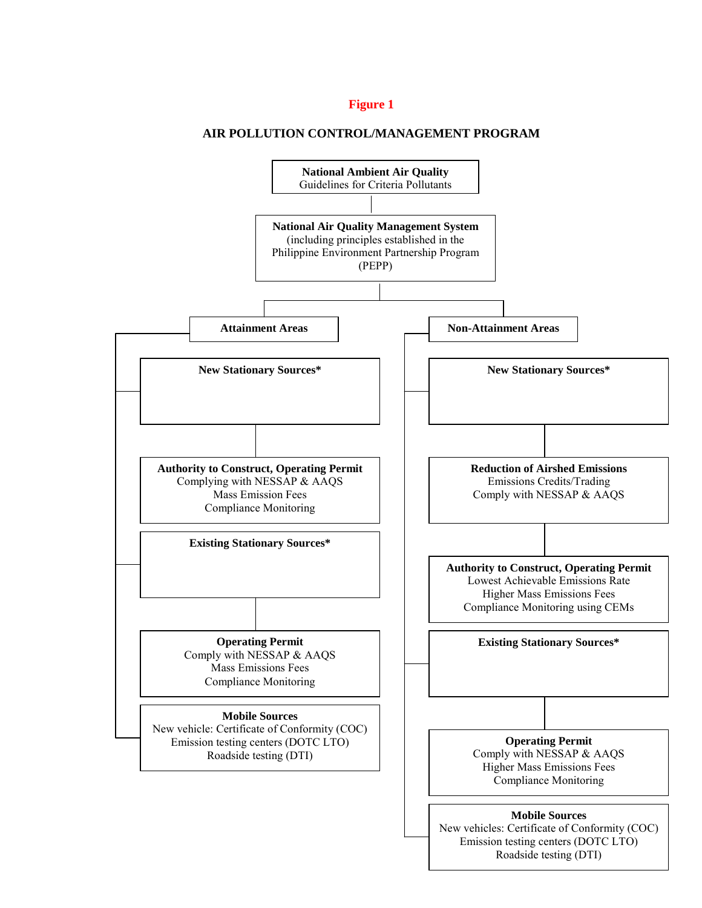**Figure 1**

**AIR POLLUTION CONTROL/MANAGEMENT PROGRAM**

**National Ambient Air Quality**
Guidelines for Criteria Pollutants

**National Air Quality Management System**
(including principles established in the Philippine Environment Partnership Program (PEPP)

**Attainment Areas**

- **New Stationary Sources***
  - **Authority to Construct, Operating Permit**
    Complying with NESSAP & AAQS
    Mass Emission Fees
    Compliance Monitoring
- **Existing Stationary Sources***
  - **Operating Permit**
    Comply with NESSAP & AAQS
    Mass Emissions Fees
    Compliance Monitoring
- **Mobile Sources**
  New vehicle: Certificate of Conformity (COC)
  Emission testing centers (DOTC LTO)
  Roadside testing (DTI)

**Non-Attainment Areas**

- **New Stationary Sources***
  - **Reduction of Airshed Emissions**
    Emissions Credits/Trading
    Comply with NESSAP & AAQS
  - **Authority to Construct, Operating Permit**
    Lowest Achievable Emissions Rate
    Higher Mass Emissions Fees
    Compliance Monitoring using CEMs
- **Existing Stationary Sources***
  - **Operating Permit**
    Comply with NESSAP & AAQS
    Higher Mass Emissions Fees
    Compliance Monitoring
- **Mobile Sources**
  New vehicles: Certificate of Conformity (COC)
  Emission testing centers (DOTC LTO)
  Roadside testing (DTI)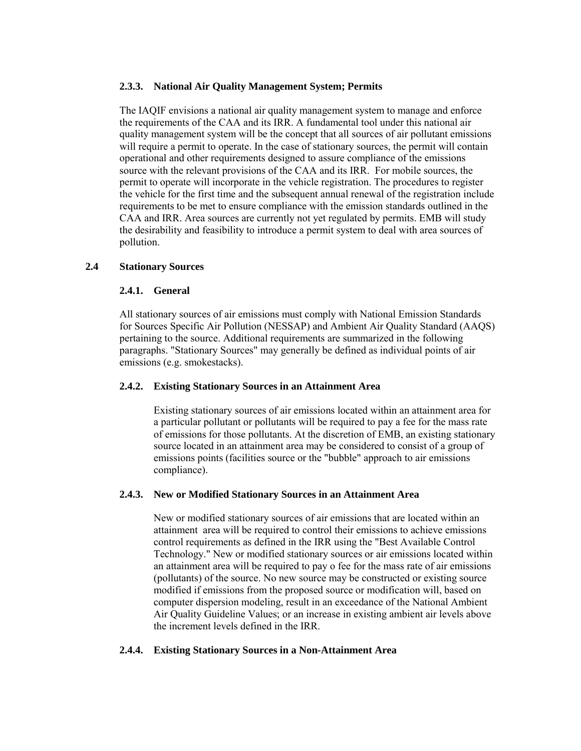### 2.3.3. National Air Quality Management System; Permits

The IAQIF envisions a national air quality management system to manage and enforce the requirements of the CAA and its IRR. A fundamental tool under this national air quality management system will be the concept that all sources of air pollutant emissions will require a permit to operate. In the case of stationary sources, the permit will contain operational and other requirements designed to assure compliance of the emissions source with the relevant provisions of the CAA and its IRR. For mobile sources, the permit to operate will incorporate in the vehicle registration. The procedures to register the vehicle for the first time and the subsequent annual renewal of the registration include requirements to be met to ensure compliance with the emission standards outlined in the CAA and IRR. Area sources are currently not yet regulated by permits. EMB will study the desirability and feasibility to introduce a permit system to deal with area sources of pollution.

## 2.4 Stationary Sources

### 2.4.1. General

All stationary sources of air emissions must comply with National Emission Standards for Sources Specific Air Pollution (NESSAP) and Ambient Air Quality Standard (AAQS) pertaining to the source. Additional requirements are summarized in the following paragraphs. "Stationary Sources" may generally be defined as individual points of air emissions (e.g. smokestacks).

### 2.4.2. Existing Stationary Sources in an Attainment Area

Existing stationary sources of air emissions located within an attainment area for a particular pollutant or pollutants will be required to pay a fee for the mass rate of emissions for those pollutants. At the discretion of EMB, an existing stationary source located in an attainment area may be considered to consist of a group of emissions points (facilities source or the "bubble" approach to air emissions compliance).

### 2.4.3. New or Modified Stationary Sources in an Attainment Area

New or modified stationary sources of air emissions that are located within an attainment area will be required to control their emissions to achieve emissions control requirements as defined in the IRR using the "Best Available Control Technology." New or modified stationary sources or air emissions located within an attainment area will be required to pay o fee for the mass rate of air emissions (pollutants) of the source. No new source may be constructed or existing source modified if emissions from the proposed source or modification will, based on computer dispersion modeling, result in an exceedance of the National Ambient Air Quality Guideline Values; or an increase in existing ambient air levels above the increment levels defined in the IRR.

### 2.4.4. Existing Stationary Sources in a Non-Attainment Area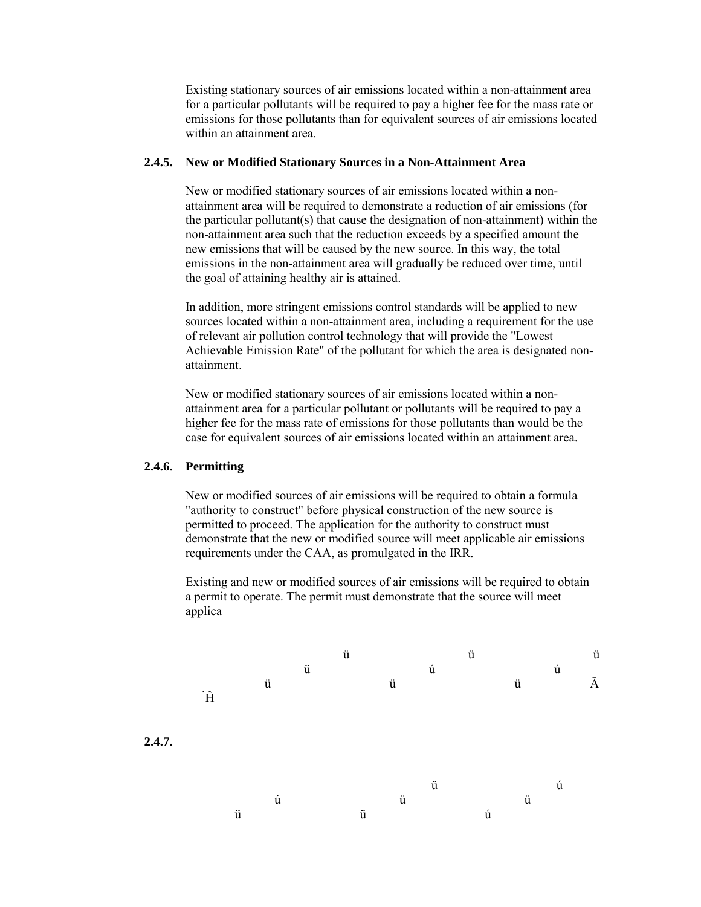Existing stationary sources of air emissions located within a non-attainment area for a particular pollutants will be required to pay a higher fee for the mass rate or emissions for those pollutants than for equivalent sources of air emissions located within an attainment area.

### 2.4.5. New or Modified Stationary Sources in a Non-Attainment Area

New or modified stationary sources of air emissions located within a non-attainment area will be required to demonstrate a reduction of air emissions (for the particular pollutant(s) that cause the designation of non-attainment) within the non-attainment area such that the reduction exceeds by a specified amount the new emissions that will be caused by the new source. In this way, the total emissions in the non-attainment area will gradually be reduced over time, until the goal of attaining healthy air is attained.

In addition, more stringent emissions control standards will be applied to new sources located within a non-attainment area, including a requirement for the use of relevant air pollution control technology that will provide the "Lowest Achievable Emission Rate" of the pollutant for which the area is designated non-attainment.

New or modified stationary sources of air emissions located within a non-attainment area for a particular pollutant or pollutants will be required to pay a higher fee for the mass rate of emissions for those pollutants than would be the case for equivalent sources of air emissions located within an attainment area.

### 2.4.6. Permitting

New or modified sources of air emissions will be required to obtain a formula "authority to construct" before physical construction of the new source is permitted to proceed. The application for the authority to construct must demonstrate that the new or modified source will meet applicable air emissions requirements under the CAA, as promulgated in the IRR.

Existing and new or modified sources of air emissions will be required to obtain a permit to operate. The permit must demonstrate that the source will meet applica

### 2.4.7.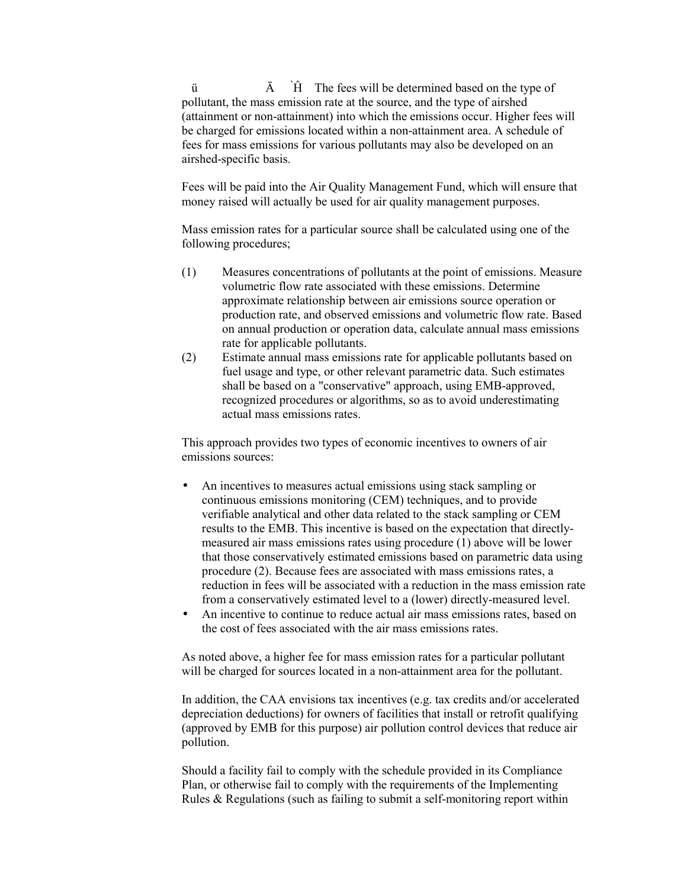ü Ā `Ĥ The fees will be determined based on the type of pollutant, the mass emission rate at the source, and the type of airshed (attainment or non-attainment) into which the emissions occur. Higher fees will be charged for emissions located within a non-attainment area. A schedule of fees for mass emissions for various pollutants may also be developed on an airshed-specific basis.

Fees will be paid into the Air Quality Management Fund, which will ensure that money raised will actually be used for air quality management purposes.

Mass emission rates for a particular source shall be calculated using one of the following procedures;

(1) Measures concentrations of pollutants at the point of emissions. Measure volumetric flow rate associated with these emissions. Determine approximate relationship between air emissions source operation or production rate, and observed emissions and volumetric flow rate. Based on annual production or operation data, calculate annual mass emissions rate for applicable pollutants.

(2) Estimate annual mass emissions rate for applicable pollutants based on fuel usage and type, or other relevant parametric data. Such estimates shall be based on a "conservative" approach, using EMB-approved, recognized procedures or algorithms, so as to avoid underestimating actual mass emissions rates.

This approach provides two types of economic incentives to owners of air emissions sources:

- An incentives to measures actual emissions using stack sampling or continuous emissions monitoring (CEM) techniques, and to provide verifiable analytical and other data related to the stack sampling or CEM results to the EMB. This incentive is based on the expectation that directly-measured air mass emissions rates using procedure (1) above will be lower that those conservatively estimated emissions based on parametric data using procedure (2). Because fees are associated with mass emissions rates, a reduction in fees will be associated with a reduction in the mass emission rate from a conservatively estimated level to a (lower) directly-measured level.
- An incentive to continue to reduce actual air mass emissions rates, based on the cost of fees associated with the air mass emissions rates.

As noted above, a higher fee for mass emission rates for a particular pollutant will be charged for sources located in a non-attainment area for the pollutant.

In addition, the CAA envisions tax incentives (e.g. tax credits and/or accelerated depreciation deductions) for owners of facilities that install or retrofit qualifying (approved by EMB for this purpose) air pollution control devices that reduce air pollution.

Should a facility fail to comply with the schedule provided in its Compliance Plan, or otherwise fail to comply with the requirements of the Implementing Rules & Regulations (such as failing to submit a self-monitoring report within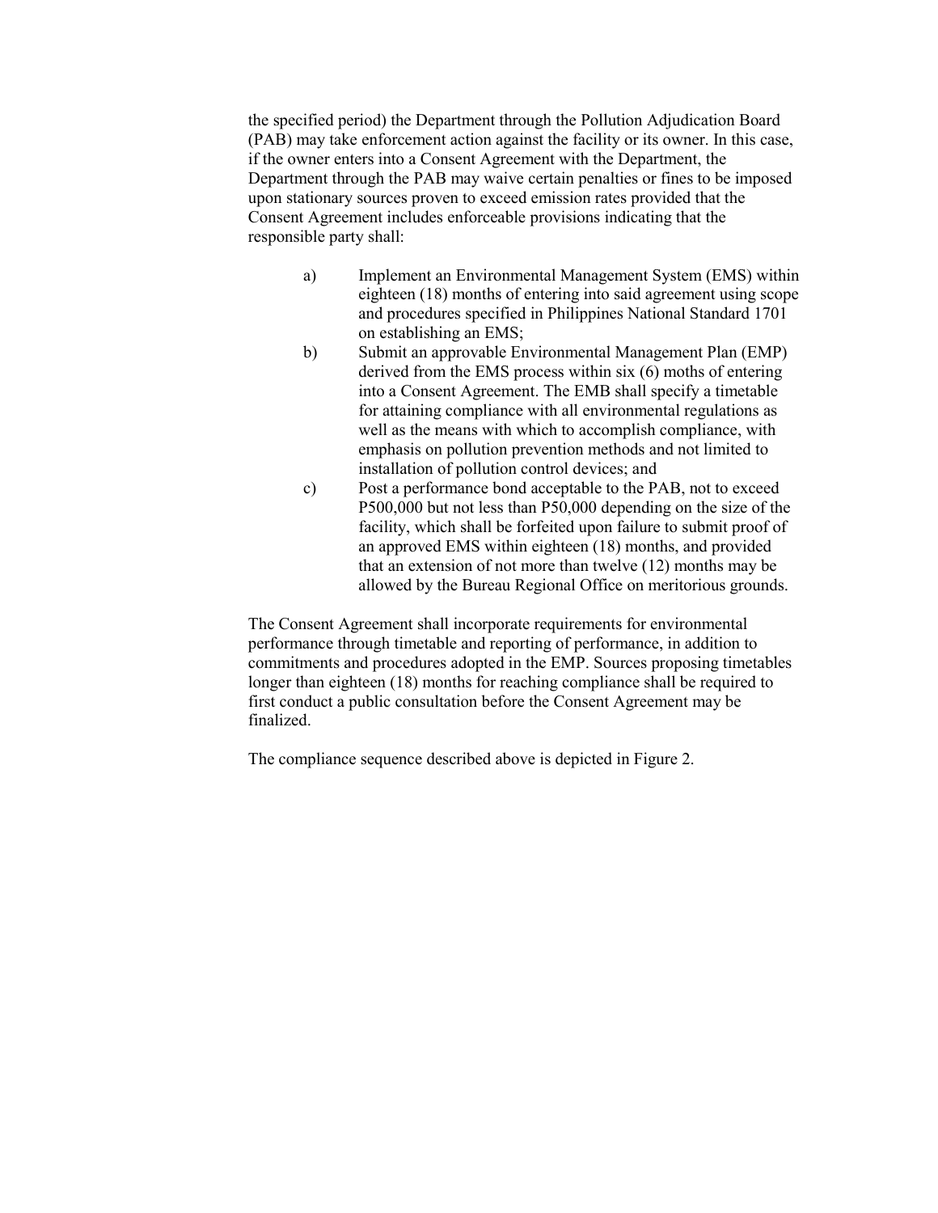the specified period) the Department through the Pollution Adjudication Board (PAB) may take enforcement action against the facility or its owner. In this case, if the owner enters into a Consent Agreement with the Department, the Department through the PAB may waive certain penalties or fines to be imposed upon stationary sources proven to exceed emission rates provided that the Consent Agreement includes enforceable provisions indicating that the responsible party shall:

a) Implement an Environmental Management System (EMS) within eighteen (18) months of entering into said agreement using scope and procedures specified in Philippines National Standard 1701 on establishing an EMS;

b) Submit an approvable Environmental Management Plan (EMP) derived from the EMS process within six (6) moths of entering into a Consent Agreement. The EMB shall specify a timetable for attaining compliance with all environmental regulations as well as the means with which to accomplish compliance, with emphasis on pollution prevention methods and not limited to installation of pollution control devices; and

c) Post a performance bond acceptable to the PAB, not to exceed P500,000 but not less than P50,000 depending on the size of the facility, which shall be forfeited upon failure to submit proof of an approved EMS within eighteen (18) months, and provided that an extension of not more than twelve (12) months may be allowed by the Bureau Regional Office on meritorious grounds.

The Consent Agreement shall incorporate requirements for environmental performance through timetable and reporting of performance, in addition to commitments and procedures adopted in the EMP. Sources proposing timetables longer than eighteen (18) months for reaching compliance shall be required to first conduct a public consultation before the Consent Agreement may be finalized.

The compliance sequence described above is depicted in Figure 2.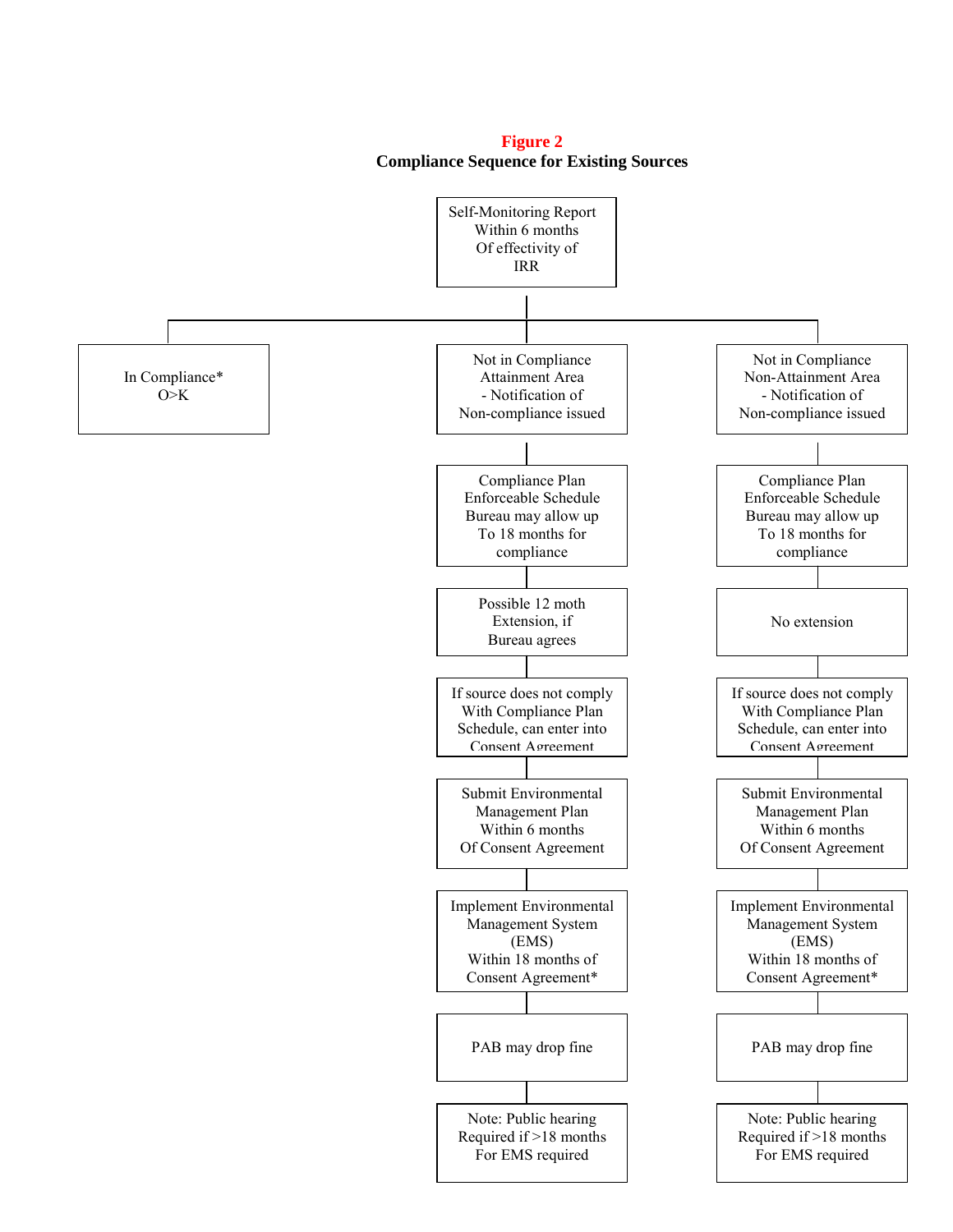**Figure 2**

**Compliance Sequence for Existing Sources**

Self-Monitoring Report Within 6 months Of effectivity of IRR

In Compliance* O>K

Not in Compliance Attainment Area - Notification of Non-compliance issued

Compliance Plan Enforceable Schedule Bureau may allow up To 18 months for compliance

Possible 12 moth Extension, if Bureau agrees

If source does not comply With Compliance Plan Schedule, can enter into Consent Agreement

Submit Environmental Management Plan Within 6 months Of Consent Agreement

Implement Environmental Management System (EMS) Within 18 months of Consent Agreement*

PAB may drop fine

Note: Public hearing Required if >18 months For EMS required

Not in Compliance Non-Attainment Area - Notification of Non-compliance issued

Compliance Plan Enforceable Schedule Bureau may allow up To 18 months for compliance

No extension

If source does not comply With Compliance Plan Schedule, can enter into Consent Agreement

Submit Environmental Management Plan Within 6 months Of Consent Agreement

Implement Environmental Management System (EMS) Within 18 months of Consent Agreement*

PAB may drop fine

Note: Public hearing Required if >18 months For EMS required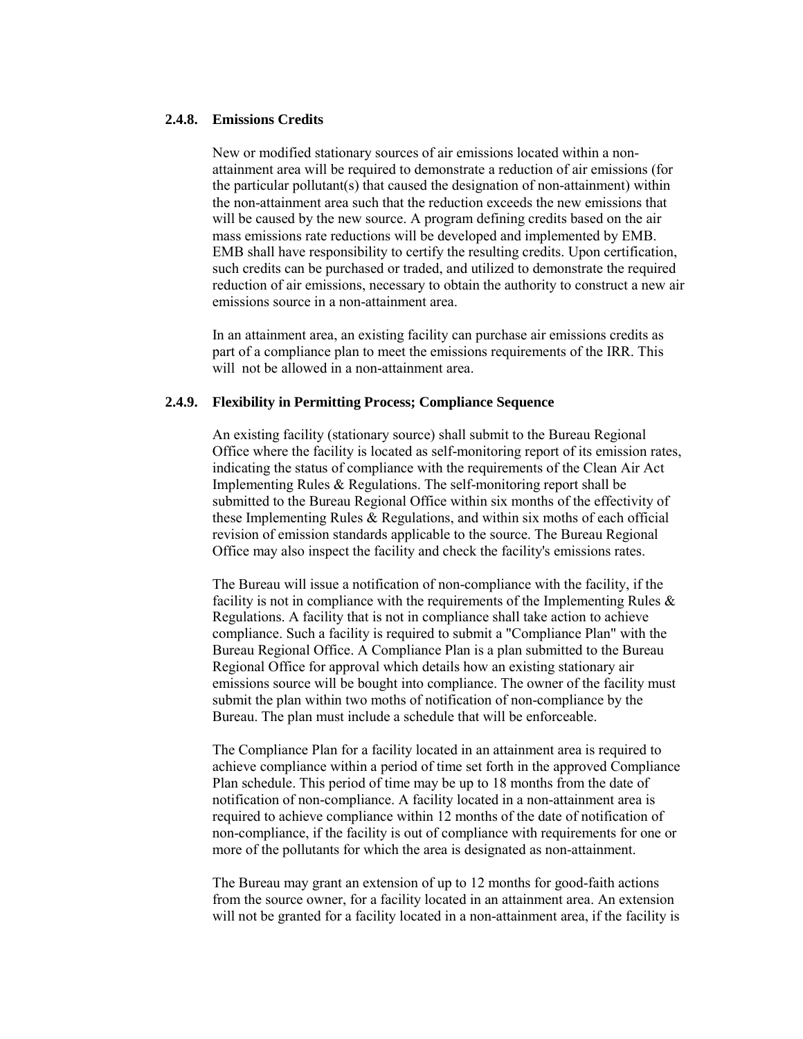### 2.4.8. Emissions Credits

New or modified stationary sources of air emissions located within a non-attainment area will be required to demonstrate a reduction of air emissions (for the particular pollutant(s) that caused the designation of non-attainment) within the non-attainment area such that the reduction exceeds the new emissions that will be caused by the new source. A program defining credits based on the air mass emissions rate reductions will be developed and implemented by EMB. EMB shall have responsibility to certify the resulting credits. Upon certification, such credits can be purchased or traded, and utilized to demonstrate the required reduction of air emissions, necessary to obtain the authority to construct a new air emissions source in a non-attainment area.

In an attainment area, an existing facility can purchase air emissions credits as part of a compliance plan to meet the emissions requirements of the IRR. This will not be allowed in a non-attainment area.

### 2.4.9. Flexibility in Permitting Process; Compliance Sequence

An existing facility (stationary source) shall submit to the Bureau Regional Office where the facility is located as self-monitoring report of its emission rates, indicating the status of compliance with the requirements of the Clean Air Act Implementing Rules & Regulations. The self-monitoring report shall be submitted to the Bureau Regional Office within six months of the effectivity of these Implementing Rules & Regulations, and within six moths of each official revision of emission standards applicable to the source. The Bureau Regional Office may also inspect the facility and check the facility's emissions rates.

The Bureau will issue a notification of non-compliance with the facility, if the facility is not in compliance with the requirements of the Implementing Rules & Regulations. A facility that is not in compliance shall take action to achieve compliance. Such a facility is required to submit a "Compliance Plan" with the Bureau Regional Office. A Compliance Plan is a plan submitted to the Bureau Regional Office for approval which details how an existing stationary air emissions source will be bought into compliance. The owner of the facility must submit the plan within two moths of notification of non-compliance by the Bureau. The plan must include a schedule that will be enforceable.

The Compliance Plan for a facility located in an attainment area is required to achieve compliance within a period of time set forth in the approved Compliance Plan schedule. This period of time may be up to 18 months from the date of notification of non-compliance. A facility located in a non-attainment area is required to achieve compliance within 12 months of the date of notification of non-compliance, if the facility is out of compliance with requirements for one or more of the pollutants for which the area is designated as non-attainment.

The Bureau may grant an extension of up to 12 months for good-faith actions from the source owner, for a facility located in an attainment area. An extension will not be granted for a facility located in a non-attainment area, if the facility is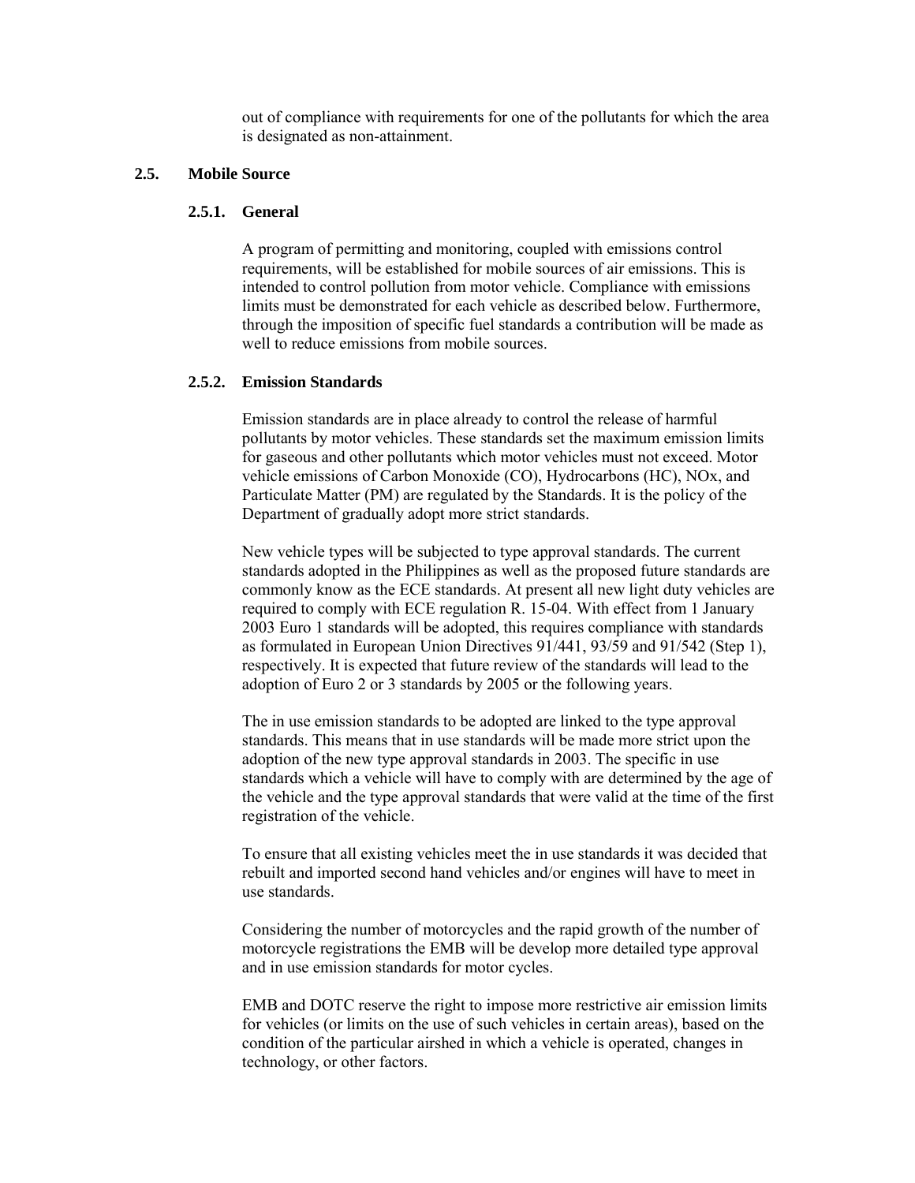out of compliance with requirements for one of the pollutants for which the area is designated as non-attainment.

## 2.5. Mobile Source

### 2.5.1. General

A program of permitting and monitoring, coupled with emissions control requirements, will be established for mobile sources of air emissions. This is intended to control pollution from motor vehicle. Compliance with emissions limits must be demonstrated for each vehicle as described below. Furthermore, through the imposition of specific fuel standards a contribution will be made as well to reduce emissions from mobile sources.

### 2.5.2. Emission Standards

Emission standards are in place already to control the release of harmful pollutants by motor vehicles. These standards set the maximum emission limits for gaseous and other pollutants which motor vehicles must not exceed. Motor vehicle emissions of Carbon Monoxide (CO), Hydrocarbons (HC), NOx, and Particulate Matter (PM) are regulated by the Standards. It is the policy of the Department of gradually adopt more strict standards.

New vehicle types will be subjected to type approval standards. The current standards adopted in the Philippines as well as the proposed future standards are commonly know as the ECE standards. At present all new light duty vehicles are required to comply with ECE regulation R. 15-04. With effect from 1 January 2003 Euro 1 standards will be adopted, this requires compliance with standards as formulated in European Union Directives 91/441, 93/59 and 91/542 (Step 1), respectively. It is expected that future review of the standards will lead to the adoption of Euro 2 or 3 standards by 2005 or the following years.

The in use emission standards to be adopted are linked to the type approval standards. This means that in use standards will be made more strict upon the adoption of the new type approval standards in 2003. The specific in use standards which a vehicle will have to comply with are determined by the age of the vehicle and the type approval standards that were valid at the time of the first registration of the vehicle.

To ensure that all existing vehicles meet the in use standards it was decided that rebuilt and imported second hand vehicles and/or engines will have to meet in use standards.

Considering the number of motorcycles and the rapid growth of the number of motorcycle registrations the EMB will be develop more detailed type approval and in use emission standards for motor cycles.

EMB and DOTC reserve the right to impose more restrictive air emission limits for vehicles (or limits on the use of such vehicles in certain areas), based on the condition of the particular airshed in which a vehicle is operated, changes in technology, or other factors.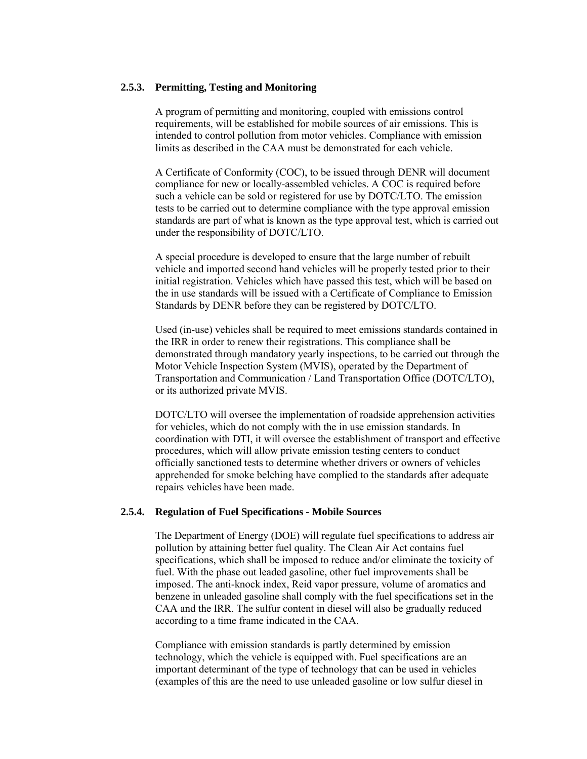### 2.5.3. Permitting, Testing and Monitoring

A program of permitting and monitoring, coupled with emissions control requirements, will be established for mobile sources of air emissions. This is intended to control pollution from motor vehicles. Compliance with emission limits as described in the CAA must be demonstrated for each vehicle.

A Certificate of Conformity (COC), to be issued through DENR will document compliance for new or locally-assembled vehicles. A COC is required before such a vehicle can be sold or registered for use by DOTC/LTO. The emission tests to be carried out to determine compliance with the type approval emission standards are part of what is known as the type approval test, which is carried out under the responsibility of DOTC/LTO.

A special procedure is developed to ensure that the large number of rebuilt vehicle and imported second hand vehicles will be properly tested prior to their initial registration. Vehicles which have passed this test, which will be based on the in use standards will be issued with a Certificate of Compliance to Emission Standards by DENR before they can be registered by DOTC/LTO.

Used (in-use) vehicles shall be required to meet emissions standards contained in the IRR in order to renew their registrations. This compliance shall be demonstrated through mandatory yearly inspections, to be carried out through the Motor Vehicle Inspection System (MVIS), operated by the Department of Transportation and Communication / Land Transportation Office (DOTC/LTO), or its authorized private MVIS.

DOTC/LTO will oversee the implementation of roadside apprehension activities for vehicles, which do not comply with the in use emission standards. In coordination with DTI, it will oversee the establishment of transport and effective procedures, which will allow private emission testing centers to conduct officially sanctioned tests to determine whether drivers or owners of vehicles apprehended for smoke belching have complied to the standards after adequate repairs vehicles have been made.

### 2.5.4. Regulation of Fuel Specifications - Mobile Sources

The Department of Energy (DOE) will regulate fuel specifications to address air pollution by attaining better fuel quality. The Clean Air Act contains fuel specifications, which shall be imposed to reduce and/or eliminate the toxicity of fuel. With the phase out leaded gasoline, other fuel improvements shall be imposed. The anti-knock index, Reid vapor pressure, volume of aromatics and benzene in unleaded gasoline shall comply with the fuel specifications set in the CAA and the IRR. The sulfur content in diesel will also be gradually reduced according to a time frame indicated in the CAA.

Compliance with emission standards is partly determined by emission technology, which the vehicle is equipped with. Fuel specifications are an important determinant of the type of technology that can be used in vehicles (examples of this are the need to use unleaded gasoline or low sulfur diesel in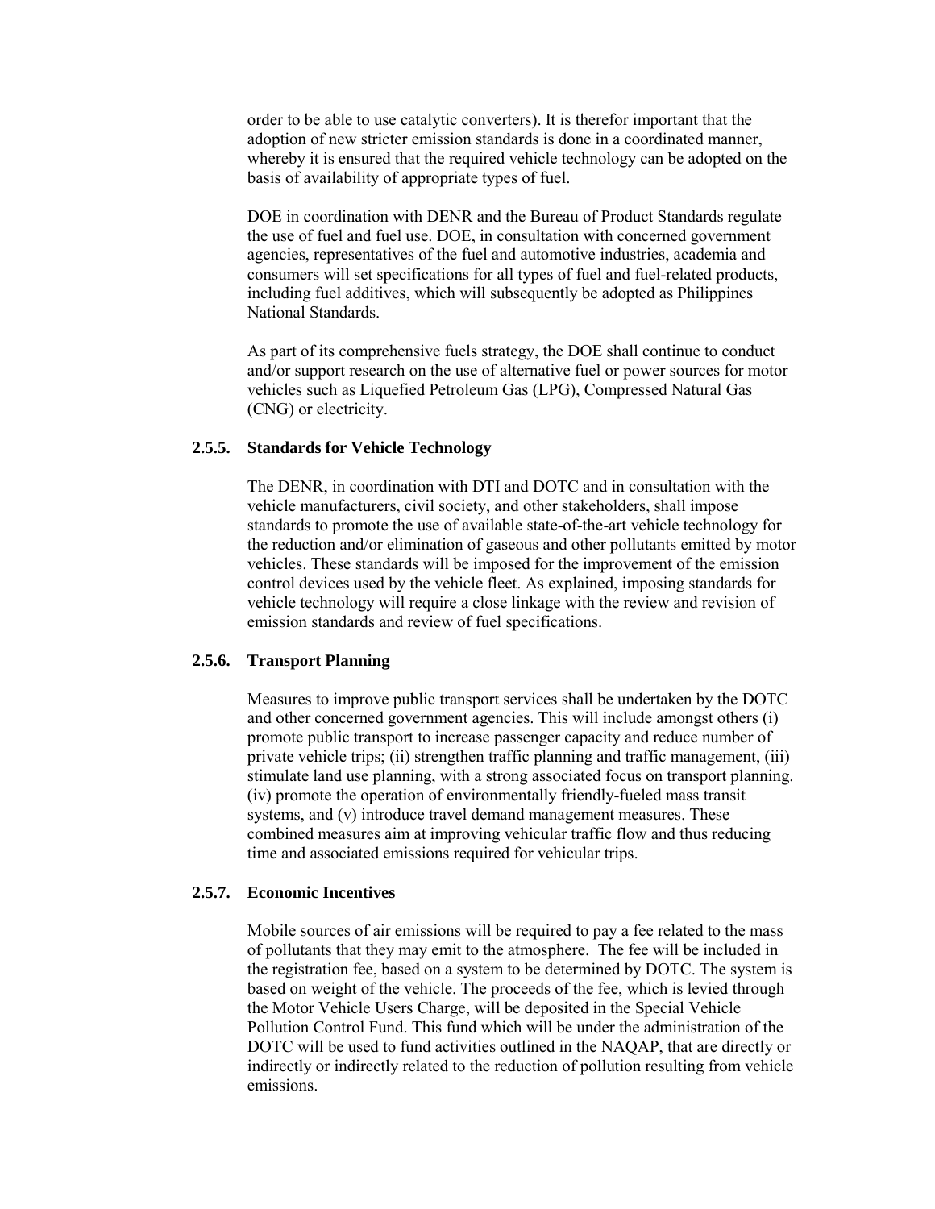order to be able to use catalytic converters). It is therefor important that the adoption of new stricter emission standards is done in a coordinated manner, whereby it is ensured that the required vehicle technology can be adopted on the basis of availability of appropriate types of fuel.

DOE in coordination with DENR and the Bureau of Product Standards regulate the use of fuel and fuel use. DOE, in consultation with concerned government agencies, representatives of the fuel and automotive industries, academia and consumers will set specifications for all types of fuel and fuel-related products, including fuel additives, which will subsequently be adopted as Philippines National Standards.

As part of its comprehensive fuels strategy, the DOE shall continue to conduct and/or support research on the use of alternative fuel or power sources for motor vehicles such as Liquefied Petroleum Gas (LPG), Compressed Natural Gas (CNG) or electricity.

### 2.5.5. Standards for Vehicle Technology

The DENR, in coordination with DTI and DOTC and in consultation with the vehicle manufacturers, civil society, and other stakeholders, shall impose standards to promote the use of available state-of-the-art vehicle technology for the reduction and/or elimination of gaseous and other pollutants emitted by motor vehicles. These standards will be imposed for the improvement of the emission control devices used by the vehicle fleet. As explained, imposing standards for vehicle technology will require a close linkage with the review and revision of emission standards and review of fuel specifications.

### 2.5.6. Transport Planning

Measures to improve public transport services shall be undertaken by the DOTC and other concerned government agencies. This will include amongst others (i) promote public transport to increase passenger capacity and reduce number of private vehicle trips; (ii) strengthen traffic planning and traffic management, (iii) stimulate land use planning, with a strong associated focus on transport planning. (iv) promote the operation of environmentally friendly-fueled mass transit systems, and (v) introduce travel demand management measures. These combined measures aim at improving vehicular traffic flow and thus reducing time and associated emissions required for vehicular trips.

### 2.5.7. Economic Incentives

Mobile sources of air emissions will be required to pay a fee related to the mass of pollutants that they may emit to the atmosphere. The fee will be included in the registration fee, based on a system to be determined by DOTC. The system is based on weight of the vehicle. The proceeds of the fee, which is levied through the Motor Vehicle Users Charge, will be deposited in the Special Vehicle Pollution Control Fund. This fund which will be under the administration of the DOTC will be used to fund activities outlined in the NAQAP, that are directly or indirectly or indirectly related to the reduction of pollution resulting from vehicle emissions.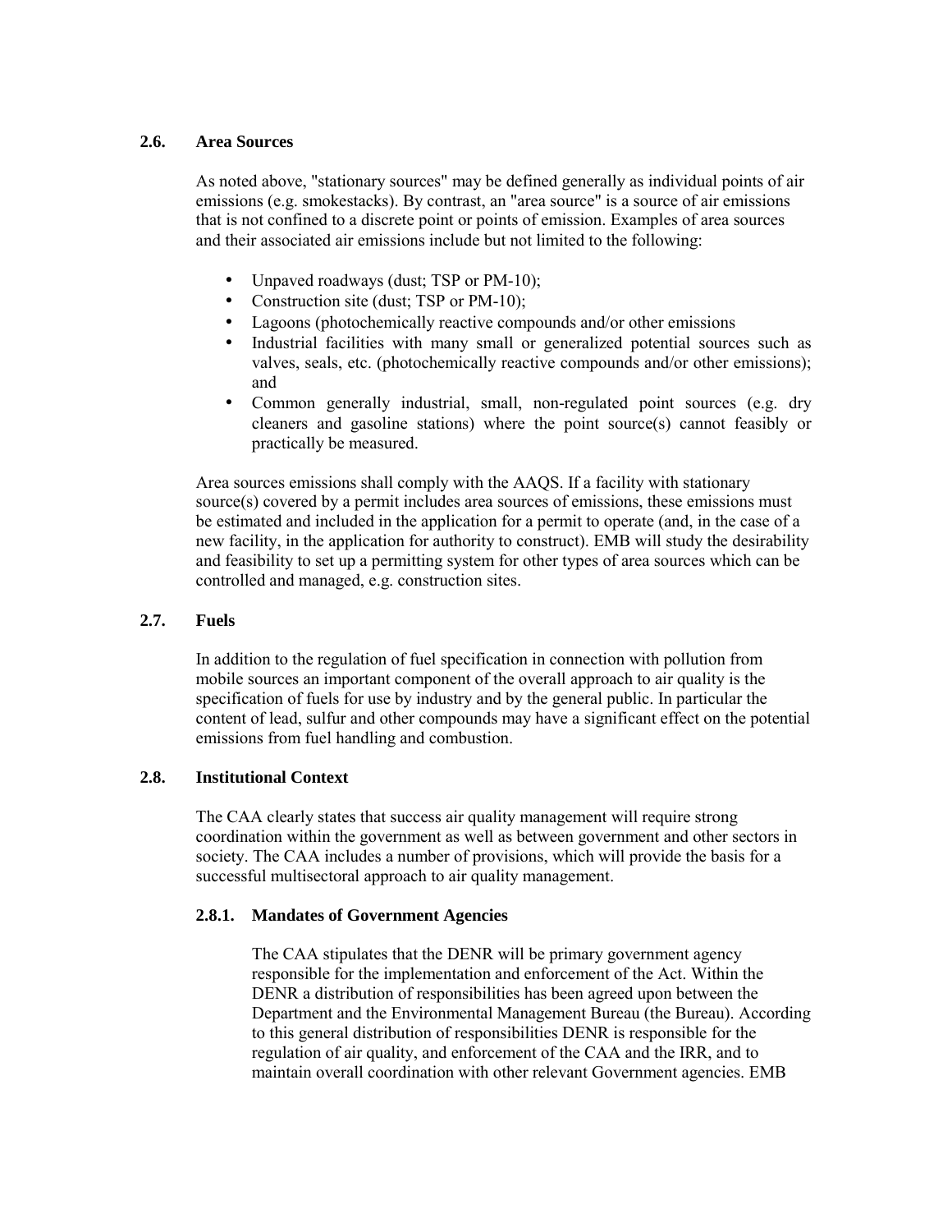### 2.6. Area Sources

As noted above, "stationary sources" may be defined generally as individual points of air emissions (e.g. smokestacks). By contrast, an "area source" is a source of air emissions that is not confined to a discrete point or points of emission. Examples of area sources and their associated air emissions include but not limited to the following:

- Unpaved roadways (dust; TSP or PM-10);
- Construction site (dust; TSP or PM-10);
- Lagoons (photochemically reactive compounds and/or other emissions
- Industrial facilities with many small or generalized potential sources such as valves, seals, etc. (photochemically reactive compounds and/or other emissions); and
- Common generally industrial, small, non-regulated point sources (e.g. dry cleaners and gasoline stations) where the point source(s) cannot feasibly or practically be measured.

Area sources emissions shall comply with the AAQS. If a facility with stationary source(s) covered by a permit includes area sources of emissions, these emissions must be estimated and included in the application for a permit to operate (and, in the case of a new facility, in the application for authority to construct). EMB will study the desirability and feasibility to set up a permitting system for other types of area sources which can be controlled and managed, e.g. construction sites.

### 2.7. Fuels

In addition to the regulation of fuel specification in connection with pollution from mobile sources an important component of the overall approach to air quality is the specification of fuels for use by industry and by the general public. In particular the content of lead, sulfur and other compounds may have a significant effect on the potential emissions from fuel handling and combustion.

### 2.8. Institutional Context

The CAA clearly states that success air quality management will require strong coordination within the government as well as between government and other sectors in society. The CAA includes a number of provisions, which will provide the basis for a successful multisectoral approach to air quality management.

#### 2.8.1. Mandates of Government Agencies

The CAA stipulates that the DENR will be primary government agency responsible for the implementation and enforcement of the Act. Within the DENR a distribution of responsibilities has been agreed upon between the Department and the Environmental Management Bureau (the Bureau). According to this general distribution of responsibilities DENR is responsible for the regulation of air quality, and enforcement of the CAA and the IRR, and to maintain overall coordination with other relevant Government agencies. EMB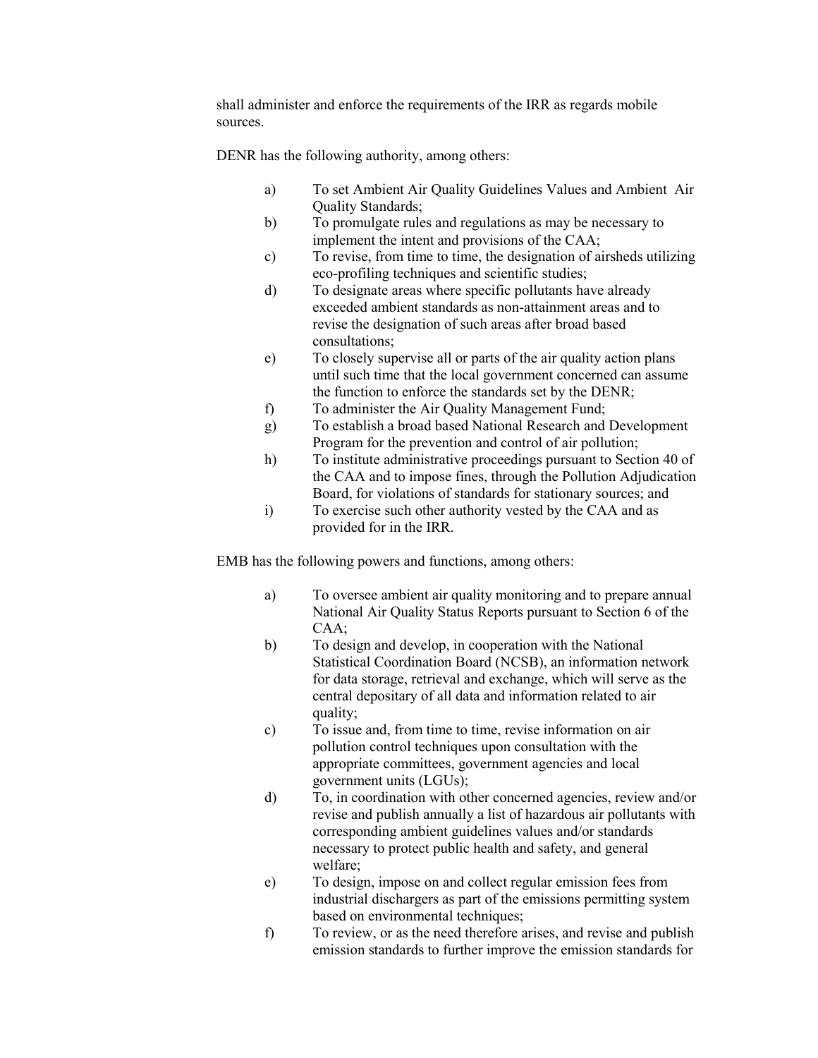shall administer and enforce the requirements of the IRR as regards mobile sources.

DENR has the following authority, among others:

a) To set Ambient Air Quality Guidelines Values and Ambient Air Quality Standards;
b) To promulgate rules and regulations as may be necessary to implement the intent and provisions of the CAA;
c) To revise, from time to time, the designation of airsheds utilizing eco-profiling techniques and scientific studies;
d) To designate areas where specific pollutants have already exceeded ambient standards as non-attainment areas and to revise the designation of such areas after broad based consultations;
e) To closely supervise all or parts of the air quality action plans until such time that the local government concerned can assume the function to enforce the standards set by the DENR;
f) To administer the Air Quality Management Fund;
g) To establish a broad based National Research and Development Program for the prevention and control of air pollution;
h) To institute administrative proceedings pursuant to Section 40 of the CAA and to impose fines, through the Pollution Adjudication Board, for violations of standards for stationary sources; and
i) To exercise such other authority vested by the CAA and as provided for in the IRR.

EMB has the following powers and functions, among others:

a) To oversee ambient air quality monitoring and to prepare annual National Air Quality Status Reports pursuant to Section 6 of the CAA;
b) To design and develop, in cooperation with the National Statistical Coordination Board (NCSB), an information network for data storage, retrieval and exchange, which will serve as the central depositary of all data and information related to air quality;
c) To issue and, from time to time, revise information on air pollution control techniques upon consultation with the appropriate committees, government agencies and local government units (LGUs);
d) To, in coordination with other concerned agencies, review and/or revise and publish annually a list of hazardous air pollutants with corresponding ambient guidelines values and/or standards necessary to protect public health and safety, and general welfare;
e) To design, impose on and collect regular emission fees from industrial dischargers as part of the emissions permitting system based on environmental techniques;
f) To review, or as the need therefore arises, and revise and publish emission standards to further improve the emission standards for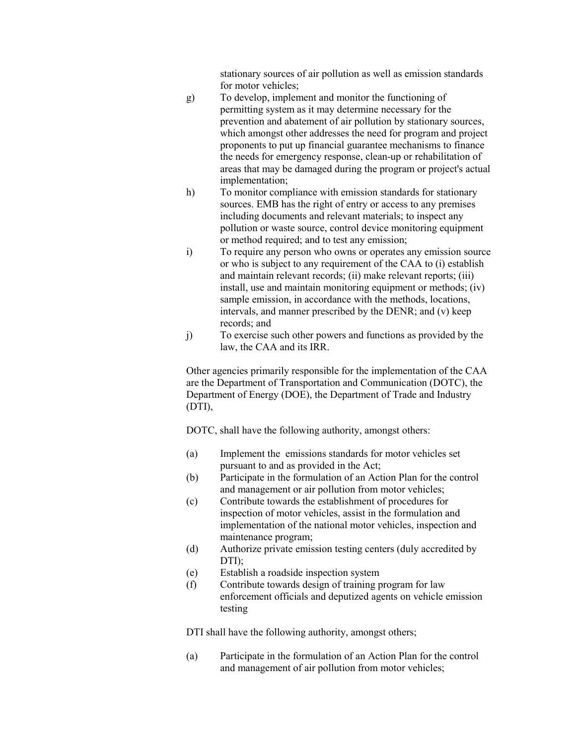stationary sources of air pollution as well as emission standards for motor vehicles;

g) To develop, implement and monitor the functioning of permitting system as it may determine necessary for the prevention and abatement of air pollution by stationary sources, which amongst other addresses the need for program and project proponents to put up financial guarantee mechanisms to finance the needs for emergency response, clean-up or rehabilitation of areas that may be damaged during the program or project's actual implementation;

h) To monitor compliance with emission standards for stationary sources. EMB has the right of entry or access to any premises including documents and relevant materials; to inspect any pollution or waste source, control device monitoring equipment or method required; and to test any emission;

i) To require any person who owns or operates any emission source or who is subject to any requirement of the CAA to (i) establish and maintain relevant records; (ii) make relevant reports; (iii) install, use and maintain monitoring equipment or methods; (iv) sample emission, in accordance with the methods, locations, intervals, and manner prescribed by the DENR; and (v) keep records; and

j) To exercise such other powers and functions as provided by the law, the CAA and its IRR.

Other agencies primarily responsible for the implementation of the CAA are the Department of Transportation and Communication (DOTC), the Department of Energy (DOE), the Department of Trade and Industry (DTI),

DOTC, shall have the following authority, amongst others:

(a) Implement the emissions standards for motor vehicles set pursuant to and as provided in the Act;

(b) Participate in the formulation of an Action Plan for the control and management or air pollution from motor vehicles;

(c) Contribute towards the establishment of procedures for inspection of motor vehicles, assist in the formulation and implementation of the national motor vehicles, inspection and maintenance program;

(d) Authorize private emission testing centers (duly accredited by DTI);

(e) Establish a roadside inspection system

(f) Contribute towards design of training program for law enforcement officials and deputized agents on vehicle emission testing

DTI shall have the following authority, amongst others;

(a) Participate in the formulation of an Action Plan for the control and management of air pollution from motor vehicles;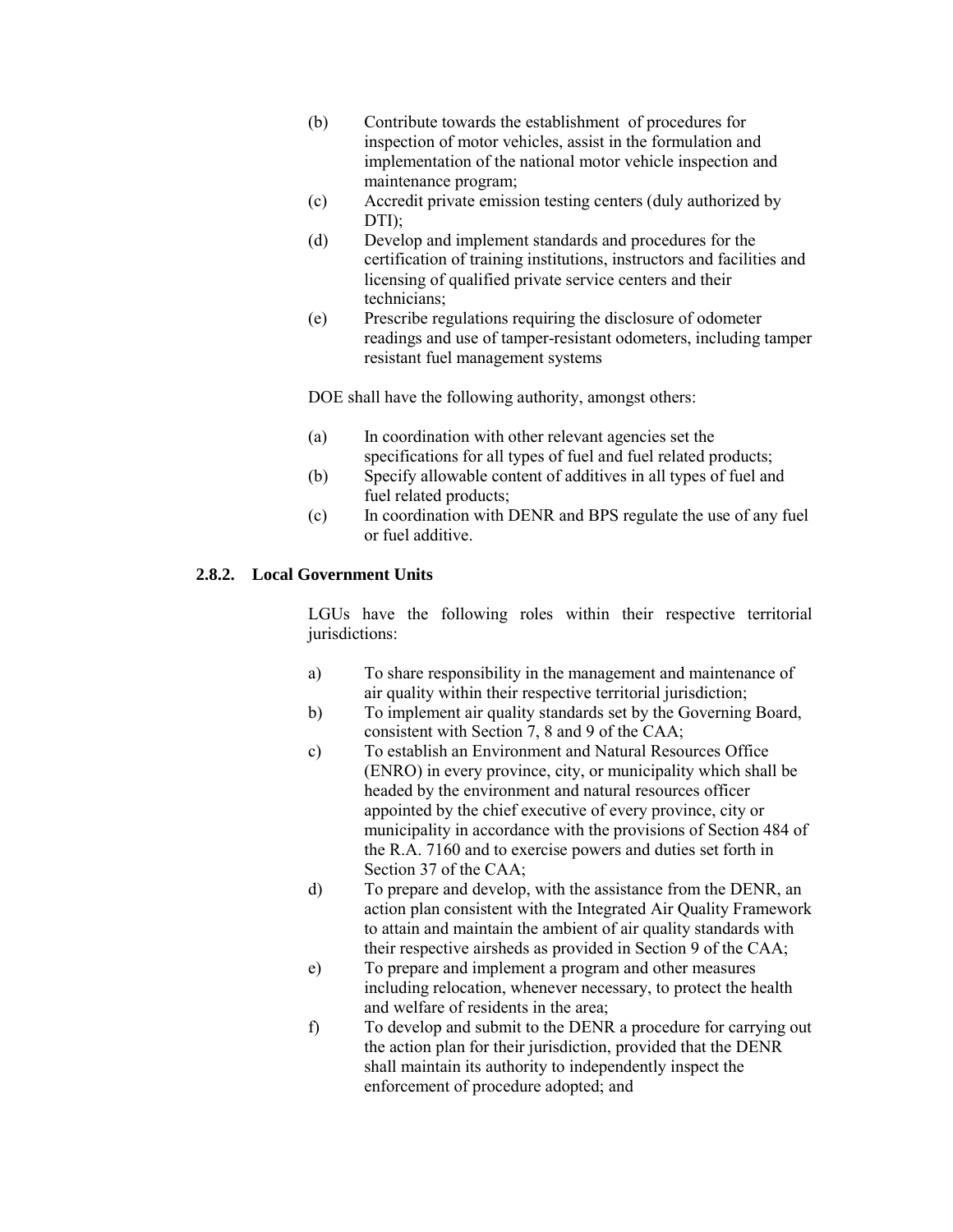(b) Contribute towards the establishment of procedures for inspection of motor vehicles, assist in the formulation and implementation of the national motor vehicle inspection and maintenance program;

(c) Accredit private emission testing centers (duly authorized by DTI);

(d) Develop and implement standards and procedures for the certification of training institutions, instructors and facilities and licensing of qualified private service centers and their technicians;

(e) Prescribe regulations requiring the disclosure of odometer readings and use of tamper-resistant odometers, including tamper resistant fuel management systems

DOE shall have the following authority, amongst others:

(a) In coordination with other relevant agencies set the specifications for all types of fuel and fuel related products;

(b) Specify allowable content of additives in all types of fuel and fuel related products;

(c) In coordination with DENR and BPS regulate the use of any fuel or fuel additive.

### 2.8.2. Local Government Units

LGUs have the following roles within their respective territorial jurisdictions:

a) To share responsibility in the management and maintenance of air quality within their respective territorial jurisdiction;

b) To implement air quality standards set by the Governing Board, consistent with Section 7, 8 and 9 of the CAA;

c) To establish an Environment and Natural Resources Office (ENRO) in every province, city, or municipality which shall be headed by the environment and natural resources officer appointed by the chief executive of every province, city or municipality in accordance with the provisions of Section 484 of the R.A. 7160 and to exercise powers and duties set forth in Section 37 of the CAA;

d) To prepare and develop, with the assistance from the DENR, an action plan consistent with the Integrated Air Quality Framework to attain and maintain the ambient of air quality standards with their respective airsheds as provided in Section 9 of the CAA;

e) To prepare and implement a program and other measures including relocation, whenever necessary, to protect the health and welfare of residents in the area;

f) To develop and submit to the DENR a procedure for carrying out the action plan for their jurisdiction, provided that the DENR shall maintain its authority to independently inspect the enforcement of procedure adopted; and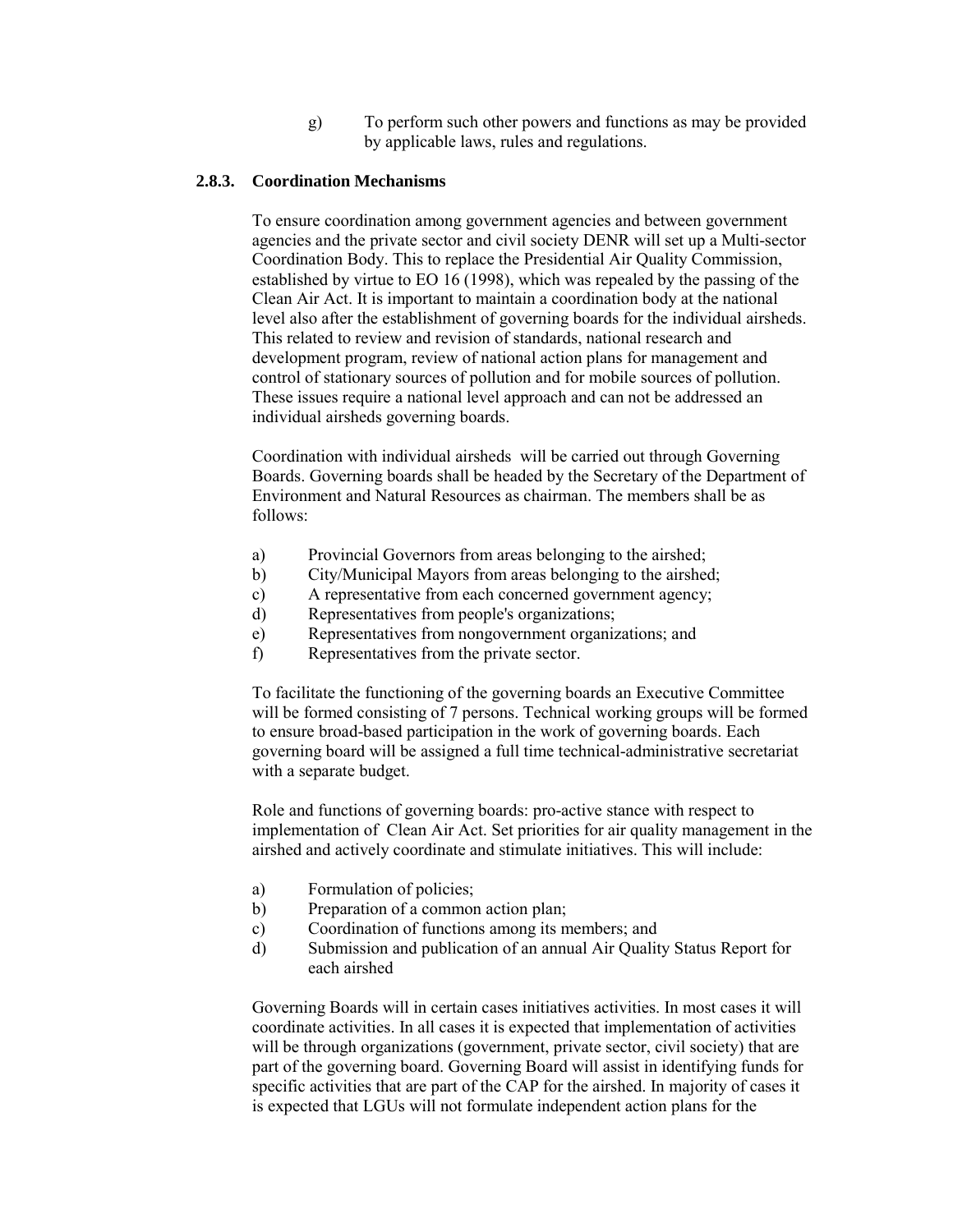g) To perform such other powers and functions as may be provided by applicable laws, rules and regulations.

### 2.8.3. Coordination Mechanisms

To ensure coordination among government agencies and between government agencies and the private sector and civil society DENR will set up a Multi-sector Coordination Body. This to replace the Presidential Air Quality Commission, established by virtue to EO 16 (1998), which was repealed by the passing of the Clean Air Act. It is important to maintain a coordination body at the national level also after the establishment of governing boards for the individual airsheds. This related to review and revision of standards, national research and development program, review of national action plans for management and control of stationary sources of pollution and for mobile sources of pollution. These issues require a national level approach and can not be addressed an individual airsheds governing boards.

Coordination with individual airsheds will be carried out through Governing Boards. Governing boards shall be headed by the Secretary of the Department of Environment and Natural Resources as chairman. The members shall be as follows:

a) Provincial Governors from areas belonging to the airshed;
b) City/Municipal Mayors from areas belonging to the airshed;
c) A representative from each concerned government agency;
d) Representatives from people's organizations;
e) Representatives from nongovernment organizations; and
f) Representatives from the private sector.

To facilitate the functioning of the governing boards an Executive Committee will be formed consisting of 7 persons. Technical working groups will be formed to ensure broad-based participation in the work of governing boards. Each governing board will be assigned a full time technical-administrative secretariat with a separate budget.

Role and functions of governing boards: pro-active stance with respect to implementation of Clean Air Act. Set priorities for air quality management in the airshed and actively coordinate and stimulate initiatives. This will include:

a) Formulation of policies;
b) Preparation of a common action plan;
c) Coordination of functions among its members; and
d) Submission and publication of an annual Air Quality Status Report for each airshed

Governing Boards will in certain cases initiatives activities. In most cases it will coordinate activities. In all cases it is expected that implementation of activities will be through organizations (government, private sector, civil society) that are part of the governing board. Governing Board will assist in identifying funds for specific activities that are part of the CAP for the airshed. In majority of cases it is expected that LGUs will not formulate independent action plans for the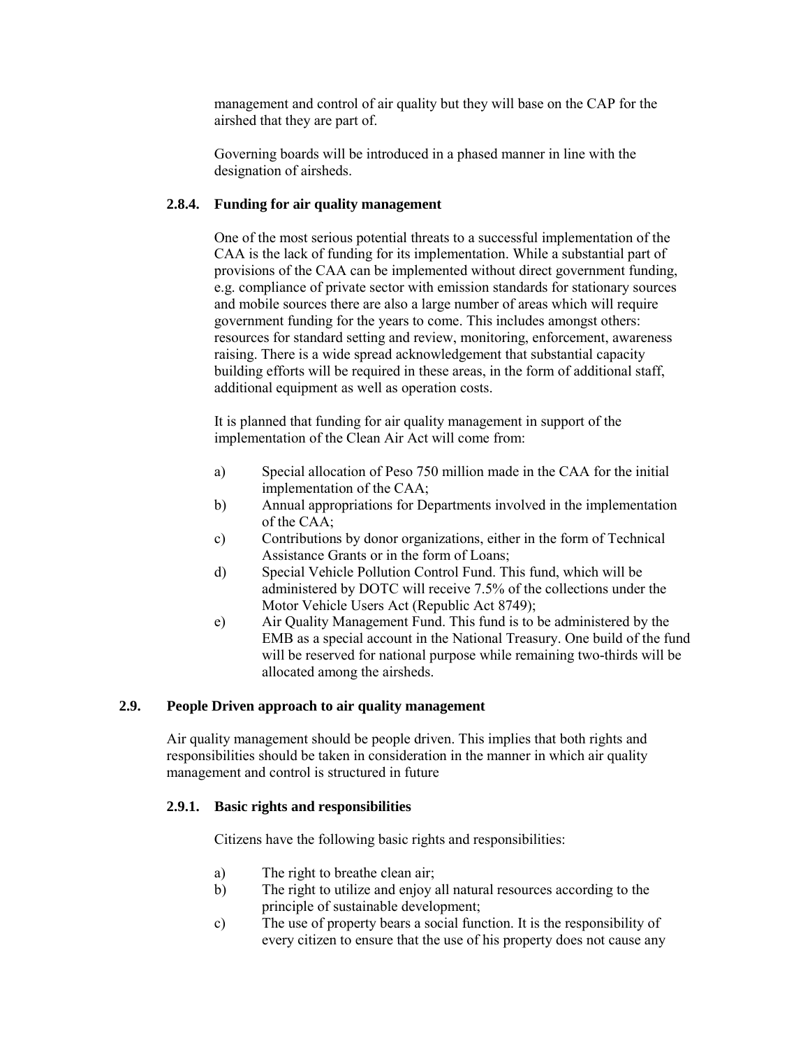management and control of air quality but they will base on the CAP for the airshed that they are part of.

Governing boards will be introduced in a phased manner in line with the designation of airsheds.

#### 2.8.4. Funding for air quality management

One of the most serious potential threats to a successful implementation of the CAA is the lack of funding for its implementation. While a substantial part of provisions of the CAA can be implemented without direct government funding, e.g. compliance of private sector with emission standards for stationary sources and mobile sources there are also a large number of areas which will require government funding for the years to come. This includes amongst others: resources for standard setting and review, monitoring, enforcement, awareness raising. There is a wide spread acknowledgement that substantial capacity building efforts will be required in these areas, in the form of additional staff, additional equipment as well as operation costs.

It is planned that funding for air quality management in support of the implementation of the Clean Air Act will come from:

a) Special allocation of Peso 750 million made in the CAA for the initial implementation of the CAA;
b) Annual appropriations for Departments involved in the implementation of the CAA;
c) Contributions by donor organizations, either in the form of Technical Assistance Grants or in the form of Loans;
d) Special Vehicle Pollution Control Fund. This fund, which will be administered by DOTC will receive 7.5% of the collections under the Motor Vehicle Users Act (Republic Act 8749);
e) Air Quality Management Fund. This fund is to be administered by the EMB as a special account in the National Treasury. One build of the fund will be reserved for national purpose while remaining two-thirds will be allocated among the airsheds.

### 2.9. People Driven approach to air quality management

Air quality management should be people driven. This implies that both rights and responsibilities should be taken in consideration in the manner in which air quality management and control is structured in future

#### 2.9.1. Basic rights and responsibilities

Citizens have the following basic rights and responsibilities:

a) The right to breathe clean air;
b) The right to utilize and enjoy all natural resources according to the principle of sustainable development;
c) The use of property bears a social function. It is the responsibility of every citizen to ensure that the use of his property does not cause any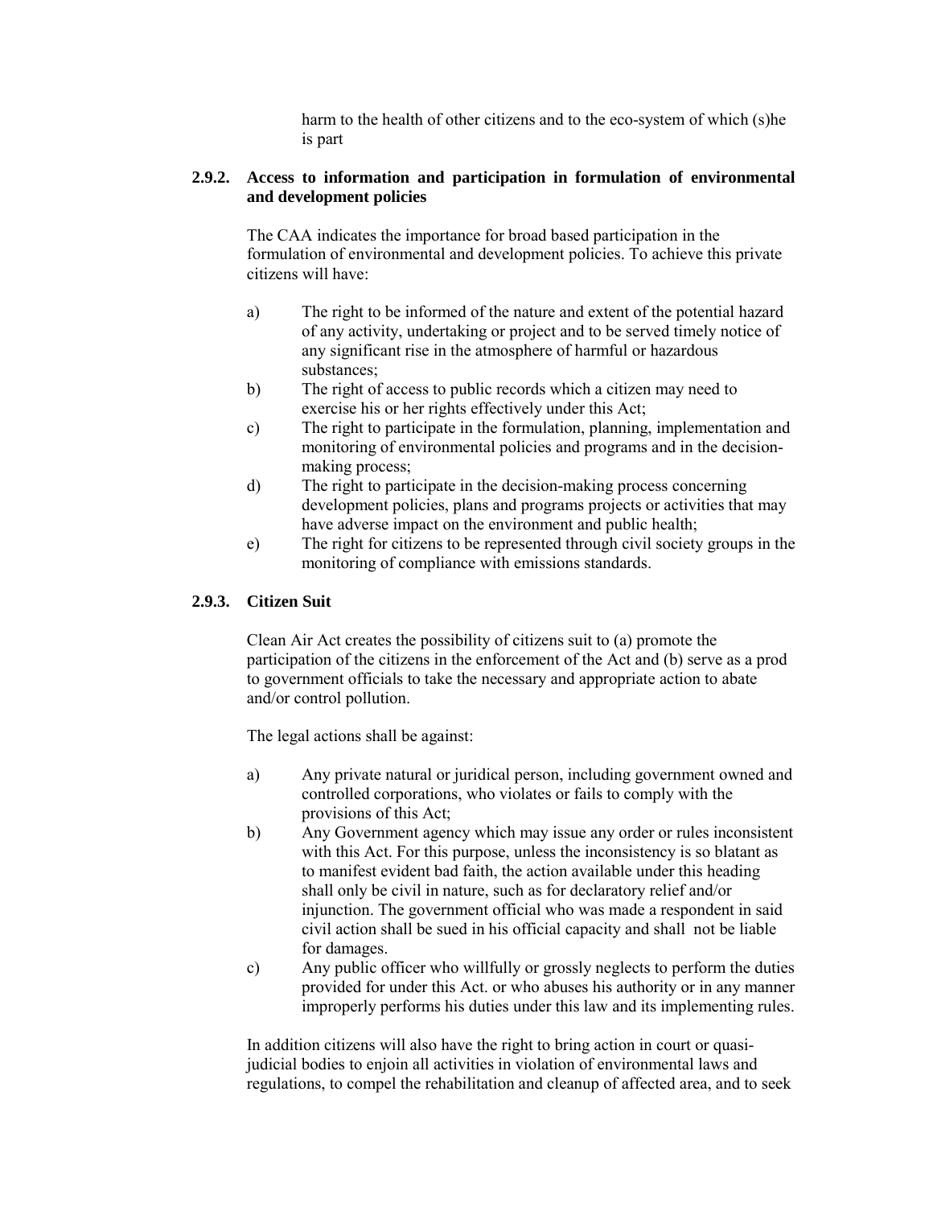harm to the health of other citizens and to the eco-system of which (s)he is part

### 2.9.2. Access to information and participation in formulation of environmental and development policies

The CAA indicates the importance for broad based participation in the formulation of environmental and development policies. To achieve this private citizens will have:

a) The right to be informed of the nature and extent of the potential hazard of any activity, undertaking or project and to be served timely notice of any significant rise in the atmosphere of harmful or hazardous substances;
b) The right of access to public records which a citizen may need to exercise his or her rights effectively under this Act;
c) The right to participate in the formulation, planning, implementation and monitoring of environmental policies and programs and in the decision-making process;
d) The right to participate in the decision-making process concerning development policies, plans and programs projects or activities that may have adverse impact on the environment and public health;
e) The right for citizens to be represented through civil society groups in the monitoring of compliance with emissions standards.

### 2.9.3. Citizen Suit

Clean Air Act creates the possibility of citizens suit to (a) promote the participation of the citizens in the enforcement of the Act and (b) serve as a prod to government officials to take the necessary and appropriate action to abate and/or control pollution.

The legal actions shall be against:

a) Any private natural or juridical person, including government owned and controlled corporations, who violates or fails to comply with the provisions of this Act;
b) Any Government agency which may issue any order or rules inconsistent with this Act. For this purpose, unless the inconsistency is so blatant as to manifest evident bad faith, the action available under this heading shall only be civil in nature, such as for declaratory relief and/or injunction. The government official who was made a respondent in said civil action shall be sued in his official capacity and shall not be liable for damages.
c) Any public officer who willfully or grossly neglects to perform the duties provided for under this Act. or who abuses his authority or in any manner improperly performs his duties under this law and its implementing rules.

In addition citizens will also have the right to bring action in court or quasi-judicial bodies to enjoin all activities in violation of environmental laws and regulations, to compel the rehabilitation and cleanup of affected area, and to seek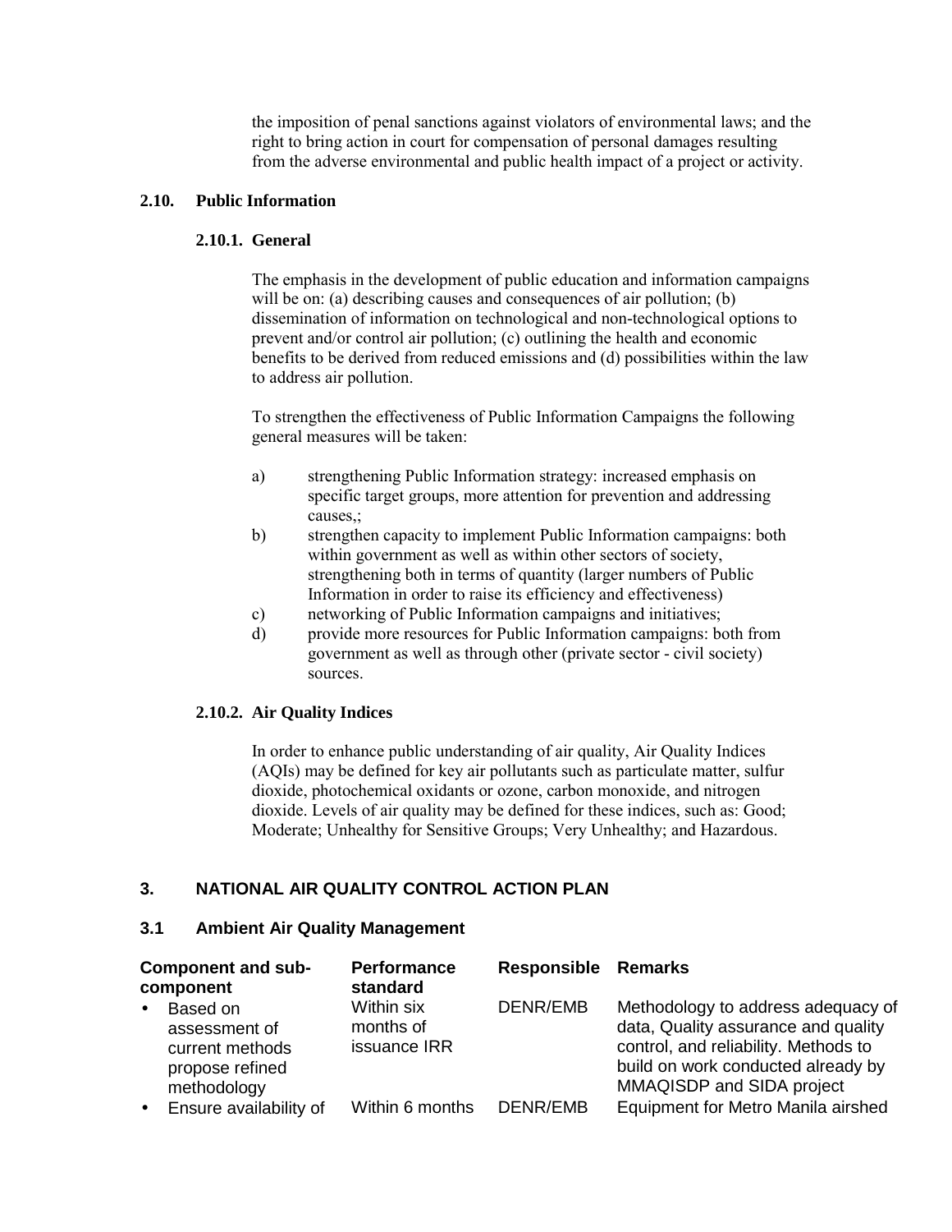the imposition of penal sanctions against violators of environmental laws; and the right to bring action in court for compensation of personal damages resulting from the adverse environmental and public health impact of a project or activity.

## 2.10. Public Information

### 2.10.1. General

The emphasis in the development of public education and information campaigns will be on: (a) describing causes and consequences of air pollution; (b) dissemination of information on technological and non-technological options to prevent and/or control air pollution; (c) outlining the health and economic benefits to be derived from reduced emissions and (d) possibilities within the law to address air pollution.

To strengthen the effectiveness of Public Information Campaigns the following general measures will be taken:

a) strengthening Public Information strategy: increased emphasis on specific target groups, more attention for prevention and addressing causes,;
b) strengthen capacity to implement Public Information campaigns: both within government as well as within other sectors of society, strengthening both in terms of quantity (larger numbers of Public Information in order to raise its efficiency and effectiveness)
c) networking of Public Information campaigns and initiatives;
d) provide more resources for Public Information campaigns: both from government as well as through other (private sector - civil society) sources.

### 2.10.2. Air Quality Indices

In order to enhance public understanding of air quality, Air Quality Indices (AQIs) may be defined for key air pollutants such as particulate matter, sulfur dioxide, photochemical oxidants or ozone, carbon monoxide, and nitrogen dioxide. Levels of air quality may be defined for these indices, such as: Good; Moderate; Unhealthy for Sensitive Groups; Very Unhealthy; and Hazardous.

# 3. NATIONAL AIR QUALITY CONTROL ACTION PLAN

## 3.1 Ambient Air Quality Management

| Component and sub-component | Performance standard | Responsible | Remarks |
|---|---|---|---|
| • Based on assessment of current methods propose refined methodology | Within six months of issuance IRR | DENR/EMB | Methodology to address adequacy of data, Quality assurance and quality control, and reliability. Methods to build on work conducted already by MMAQISDP and SIDA project |
| • Ensure availability of | Within 6 months | DENR/EMB | Equipment for Metro Manila airshed |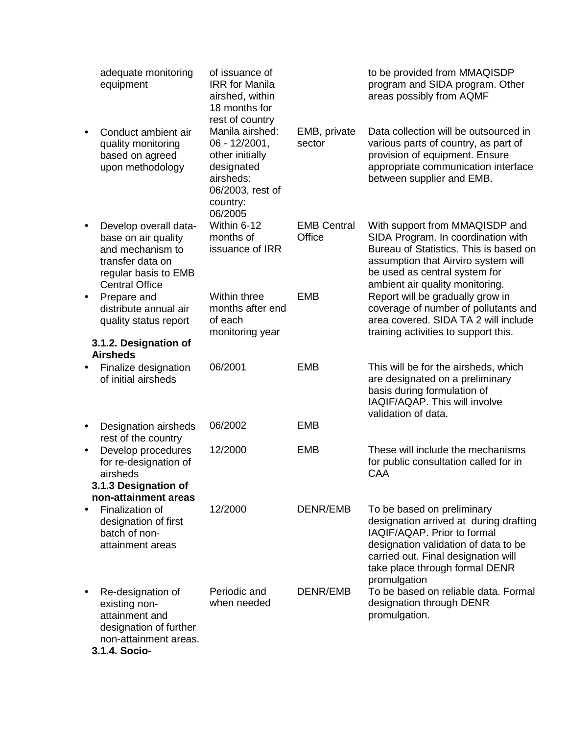| Activity | Timeframe | Responsibility | Remarks |
|---|---|---|---|
| adequate monitoring equipment | of issuance of IRR for Manila airshed, within 18 months for rest of country | | to be provided from MMAQISDP program and SIDA program. Other areas possibly from AQMF |
| • Conduct ambient air quality monitoring based on agreed upon methodology | Manila airshed: 06 - 12/2001, other initially designated airsheds: 06/2003, rest of country: 06/2005 | EMB, private sector | Data collection will be outsourced in various parts of country, as part of provision of equipment. Ensure appropriate communication interface between supplier and EMB. |
| • Develop overall data-base on air quality and mechanism to transfer data on regular basis to EMB Central Office | Within 6-12 months of issuance of IRR | EMB Central Office | With support from MMAQISDP and SIDA Program. In coordination with Bureau of Statistics. This is based on assumption that Airviro system will be used as central system for ambient air quality monitoring. |
| • Prepare and distribute annual air quality status report | Within three months after end of each monitoring year | EMB | Report will be gradually grow in coverage of number of pollutants and area covered. SIDA TA 2 will include training activities to support this. |
| **3.1.2. Designation of Airsheds** | | | |
| • Finalize designation of initial airsheds | 06/2001 | EMB | This will be for the airsheds, which are designated on a preliminary basis during formulation of IAQIF/AQAP. This will involve validation of data. |
| • Designation airsheds rest of the country | 06/2002 | EMB | |
| • Develop procedures for re-designation of airsheds | 12/2000 | EMB | These will include the mechanisms for public consultation called for in CAA |
| **3.1.3 Designation of non-attainment areas** | | | |
| • Finalization of designation of first batch of non-attainment areas | 12/2000 | DENR/EMB | To be based on preliminary designation arrived at during drafting IAQIF/AQAP. Prior to formal designation validation of data to be carried out. Final designation will take place through formal DENR promulgation |
| • Re-designation of existing non-attainment and designation of further non-attainment areas. | Periodic and when needed | DENR/EMB | To be based on reliable data. Formal designation through DENR promulgation. |
| **3.1.4. Socio-** | | | |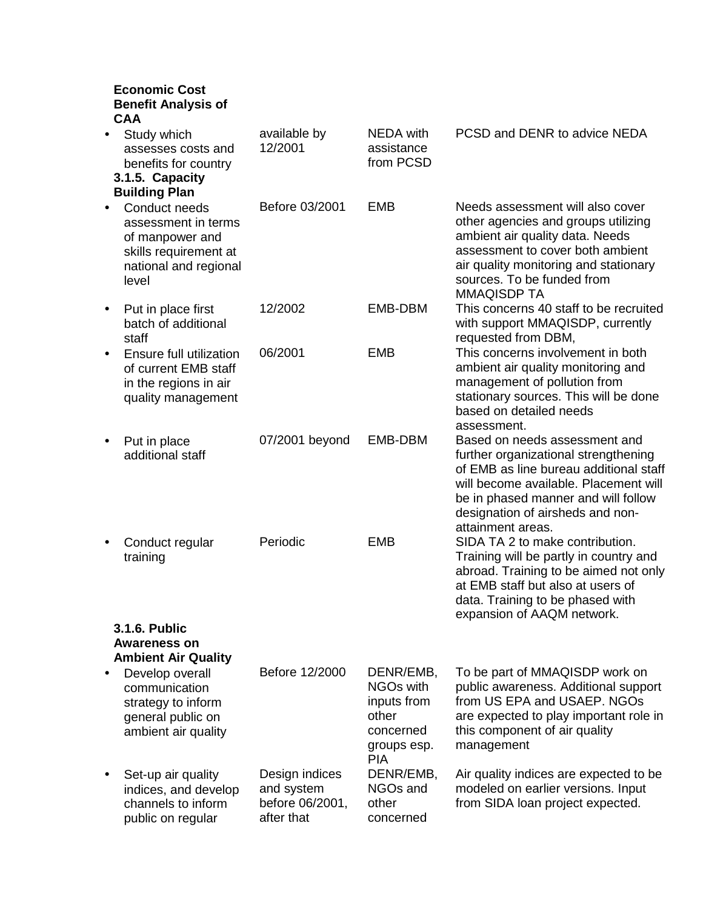| Activity | Timing | Responsible | Remarks |
|---|---|---|---|
| **Economic Cost Benefit Analysis of CAA** | | | |
| • Study which assesses costs and benefits for country | available by 12/2001 | NEDA with assistance from PCSD | PCSD and DENR to advice NEDA |
| **3.1.5. Capacity Building Plan** | | | |
| • Conduct needs assessment in terms of manpower and skills requirement at national and regional level | Before 03/2001 | EMB | Needs assessment will also cover other agencies and groups utilizing ambient air quality data. Needs assessment to cover both ambient air quality monitoring and stationary sources. To be funded from MMAQISDP TA |
| • Put in place first batch of additional staff | 12/2002 | EMB-DBM | This concerns 40 staff to be recruited with support MMAQISDP, currently requested from DBM, |
| • Ensure full utilization of current EMB staff in the regions in air quality management | 06/2001 | EMB | This concerns involvement in both ambient air quality monitoring and management of pollution from stationary sources. This will be done based on detailed needs assessment. |
| • Put in place additional staff | 07/2001 beyond | EMB-DBM | Based on needs assessment and further organizational strengthening of EMB as line bureau additional staff will become available. Placement will be in phased manner and will follow designation of airsheds and non-attainment areas. |
| • Conduct regular training | Periodic | EMB | SIDA TA 2 to make contribution. Training will be partly in country and abroad. Training to be aimed not only at EMB staff but also at users of data. Training to be phased with expansion of AAQM network. |
| **3.1.6. Public Awareness on Ambient Air Quality** | | | |
| • Develop overall communication strategy to inform general public on ambient air quality | Before 12/2000 | DENR/EMB, NGOs with inputs from other concerned groups esp. PIA | To be part of MMAQISDP work on public awareness. Additional support from US EPA and USAEP. NGOs are expected to play important role in this component of air quality management |
| • Set-up air quality indices, and develop channels to inform public on regular | Design indices and system before 06/2001, after that | DENR/EMB, NGOs and other concerned | Air quality indices are expected to be modeled on earlier versions. Input from SIDA loan project expected. |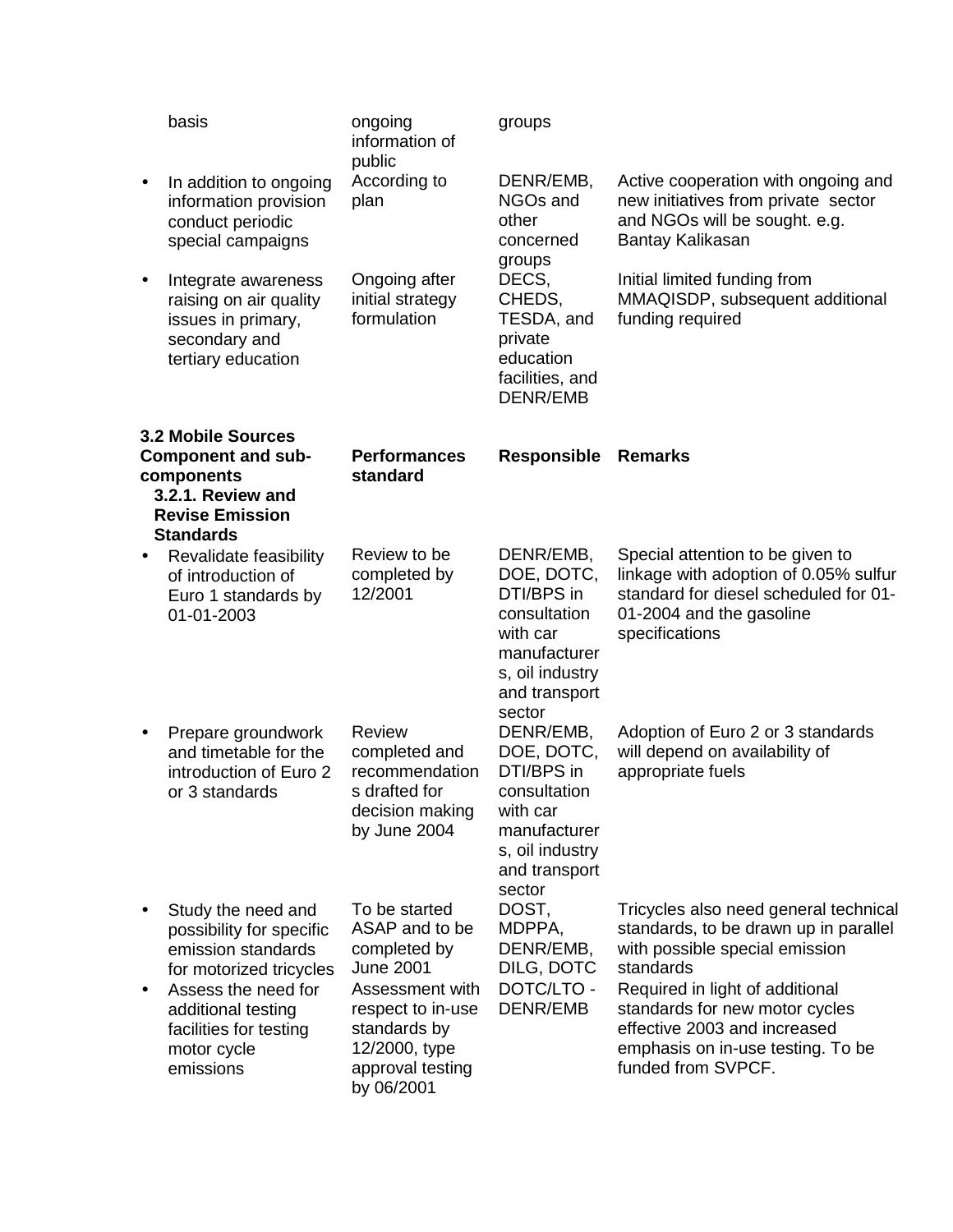| | | | |
|---|---|---|---|
| basis | ongoing information of public | groups | |
| • In addition to ongoing information provision conduct periodic special campaigns | According to plan | DENR/EMB, NGOs and other concerned groups | Active cooperation with ongoing and new initiatives from private sector and NGOs will be sought. e.g. Bantay Kalikasan |
| • Integrate awareness raising on air quality issues in primary, secondary and tertiary education | Ongoing after initial strategy formulation | DECS, CHEDS, TESDA, and private education facilities, and DENR/EMB | Initial limited funding from MMAQISDP, subsequent additional funding required |

| **3.2 Mobile Sources Component and sub-components** | **Performances standard** | **Responsible** | **Remarks** |
|---|---|---|---|
| **3.2.1. Review and Revise Emission Standards** | | | |
| • Revalidate feasibility of introduction of Euro 1 standards by 01-01-2003 | Review to be completed by 12/2001 | DENR/EMB, DOE, DOTC, DTI/BPS in consultation with car manufacturers, oil industry and transport sector | Special attention to be given to linkage with adoption of 0.05% sulfur standard for diesel scheduled for 01-01-2004 and the gasoline specifications |
| • Prepare groundwork and timetable for the introduction of Euro 2 or 3 standards | Review completed and recommendations drafted for decision making by June 2004 | DENR/EMB, DOE, DOTC, DTI/BPS in consultation with car manufacturers, oil industry and transport sector | Adoption of Euro 2 or 3 standards will depend on availability of appropriate fuels |
| • Study the need and possibility for specific emission standards for motorized tricycles | To be started ASAP and to be completed by June 2001 | DOST, MDPPA, DENR/EMB, DILG, DOTC | Tricycles also need general technical standards, to be drawn up in parallel with possible special emission standards |
| • Assess the need for additional testing facilities for testing motor cycle emissions | Assessment with respect to in-use standards by 12/2000, type approval testing by 06/2001 | DOTC/LTO - DENR/EMB | Required in light of additional standards for new motor cycles effective 2003 and increased emphasis on in-use testing. To be funded from SVPCF. |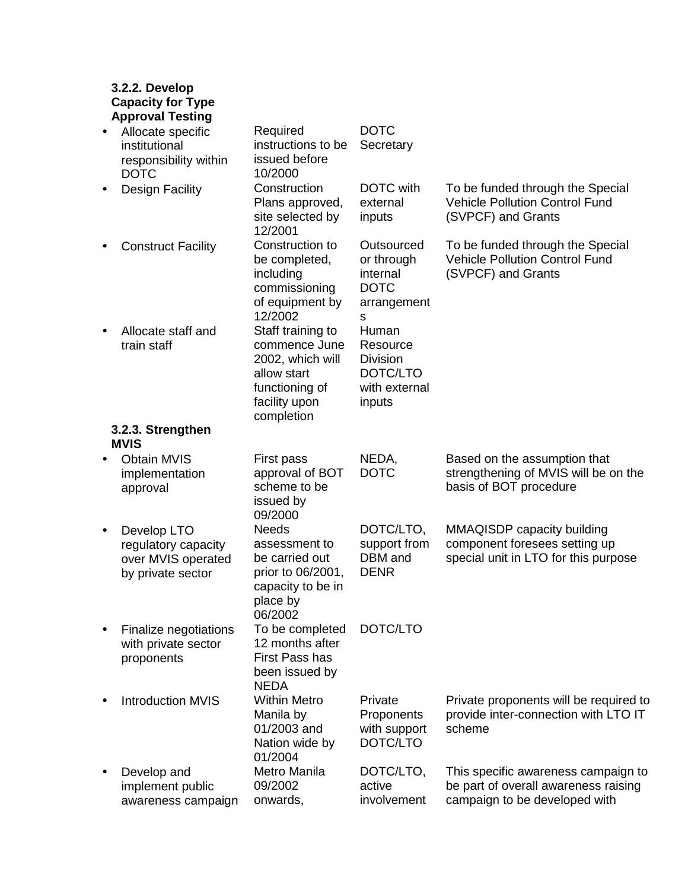| | | | |
|---|---|---|---|
| **3.2.2. Develop Capacity for Type Approval Testing** | | | |
| • Allocate specific institutional responsibility within DOTC | Required instructions to be issued before 10/2000 | DOTC Secretary | |
| • Design Facility | Construction Plans approved, site selected by 12/2001 | DOTC with external inputs | To be funded through the Special Vehicle Pollution Control Fund (SVPCF) and Grants |
| • Construct Facility | Construction to be completed, including commissioning of equipment by 12/2002 | Outsourced or through internal DOTC arrangements | To be funded through the Special Vehicle Pollution Control Fund (SVPCF) and Grants |
| • Allocate staff and train staff | Staff training to commence June 2002, which will allow start functioning of facility upon completion | Human Resource Division DOTC/LTO with external inputs | |
| **3.2.3. Strengthen MVIS** | | | |
| • Obtain MVIS implementation approval | First pass approval of BOT scheme to be issued by 09/2000 | NEDA, DOTC | Based on the assumption that strengthening of MVIS will be on the basis of BOT procedure |
| • Develop LTO regulatory capacity over MVIS operated by private sector | Needs assessment to be carried out prior to 06/2001, capacity to be in place by 06/2002 | DOTC/LTO, support from DBM and DENR | MMAQISDP capacity building component foresees setting up special unit in LTO for this purpose |
| • Finalize negotiations with private sector proponents | To be completed 12 months after First Pass has been issued by NEDA | DOTC/LTO | |
| • Introduction MVIS | Within Metro Manila by 01/2003 and Nation wide by 01/2004 | Private Proponents with support DOTC/LTO | Private proponents will be required to provide inter-connection with LTO IT scheme |
| • Develop and implement public awareness campaign | Metro Manila 09/2002 onwards, | DOTC/LTO, active involvement | This specific awareness campaign to be part of overall awareness raising campaign to be developed with |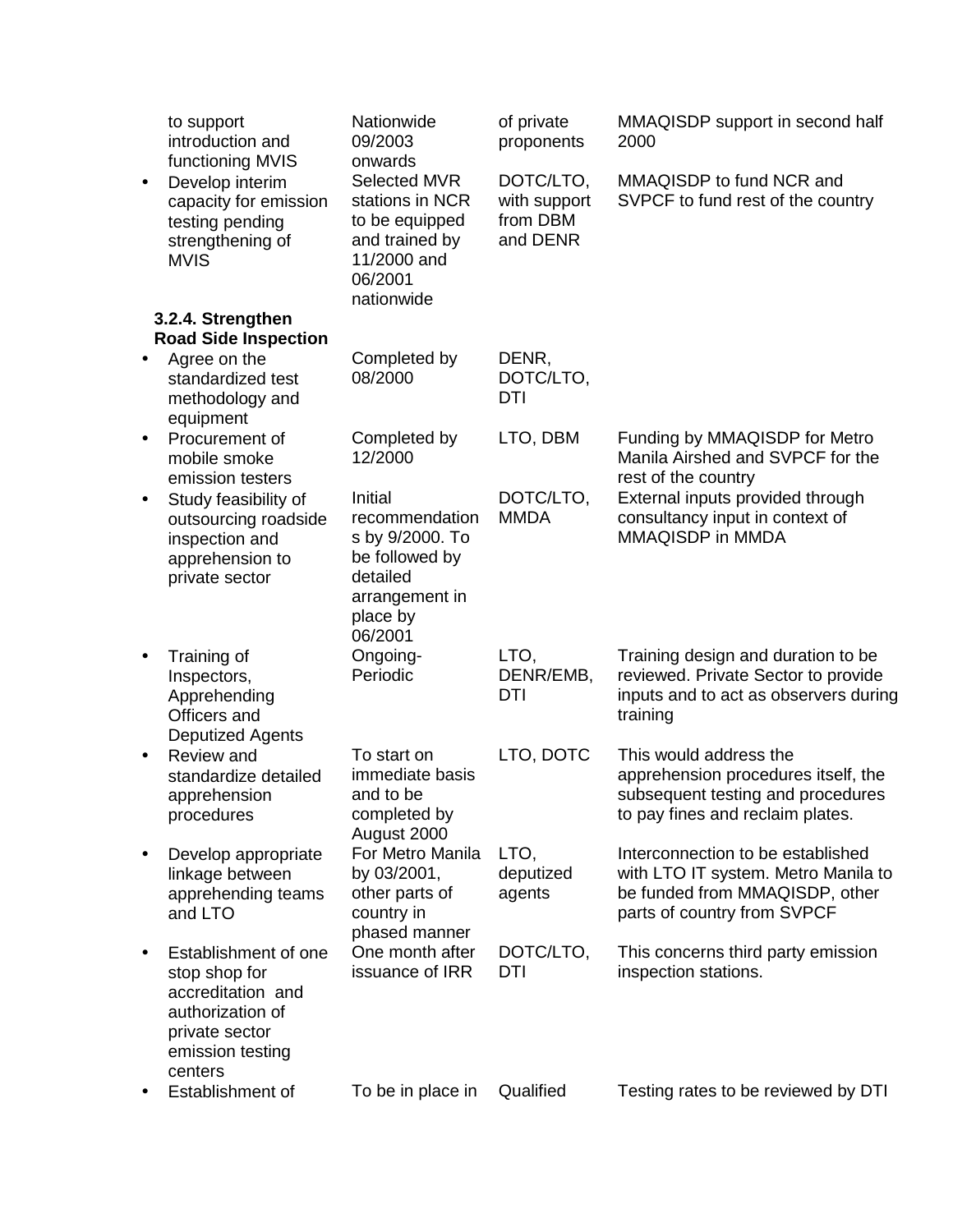| | | | |
|---|---|---|---|
| to support introduction and functioning MVIS | Nationwide 09/2003 onwards | of private proponents | MMAQISDP support in second half 2000 |
| • Develop interim capacity for emission testing pending strengthening of MVIS | Selected MVR stations in NCR to be equipped and trained by 11/2000 and 06/2001 nationwide | DOTC/LTO, with support from DBM and DENR | MMAQISDP to fund NCR and SVPCF to fund rest of the country |
| **3.2.4. Strengthen Road Side Inspection** | | | |
| • Agree on the standardized test methodology and equipment | Completed by 08/2000 | DENR, DOTC/LTO, DTI | |
| • Procurement of mobile smoke emission testers | Completed by 12/2000 | LTO, DBM | Funding by MMAQISDP for Metro Manila Airshed and SVPCF for the rest of the country |
| • Study feasibility of outsourcing roadside inspection and apprehension to private sector | Initial recommendations by 9/2000. To be followed by detailed arrangement in place by 06/2001 | DOTC/LTO, MMDA | External inputs provided through consultancy input in context of MMAQISDP in MMDA |
| • Training of Inspectors, Apprehending Officers and Deputized Agents | Ongoing-Periodic | LTO, DENR/EMB, DTI | Training design and duration to be reviewed. Private Sector to provide inputs and to act as observers during training |
| • Review and standardize detailed apprehension procedures | To start on immediate basis and to be completed by August 2000 | LTO, DOTC | This would address the apprehension procedures itself, the subsequent testing and procedures to pay fines and reclaim plates. |
| • Develop appropriate linkage between apprehending teams and LTO | For Metro Manila by 03/2001, other parts of country in phased manner | LTO, deputized agents | Interconnection to be established with LTO IT system. Metro Manila to be funded from MMAQISDP, other parts of country from SVPCF |
| • Establishment of one stop shop for accreditation and authorization of private sector emission testing centers | One month after issuance of IRR | DOTC/LTO, DTI | This concerns third party emission inspection stations. |
| • Establishment of | To be in place in | Qualified | Testing rates to be reviewed by DTI |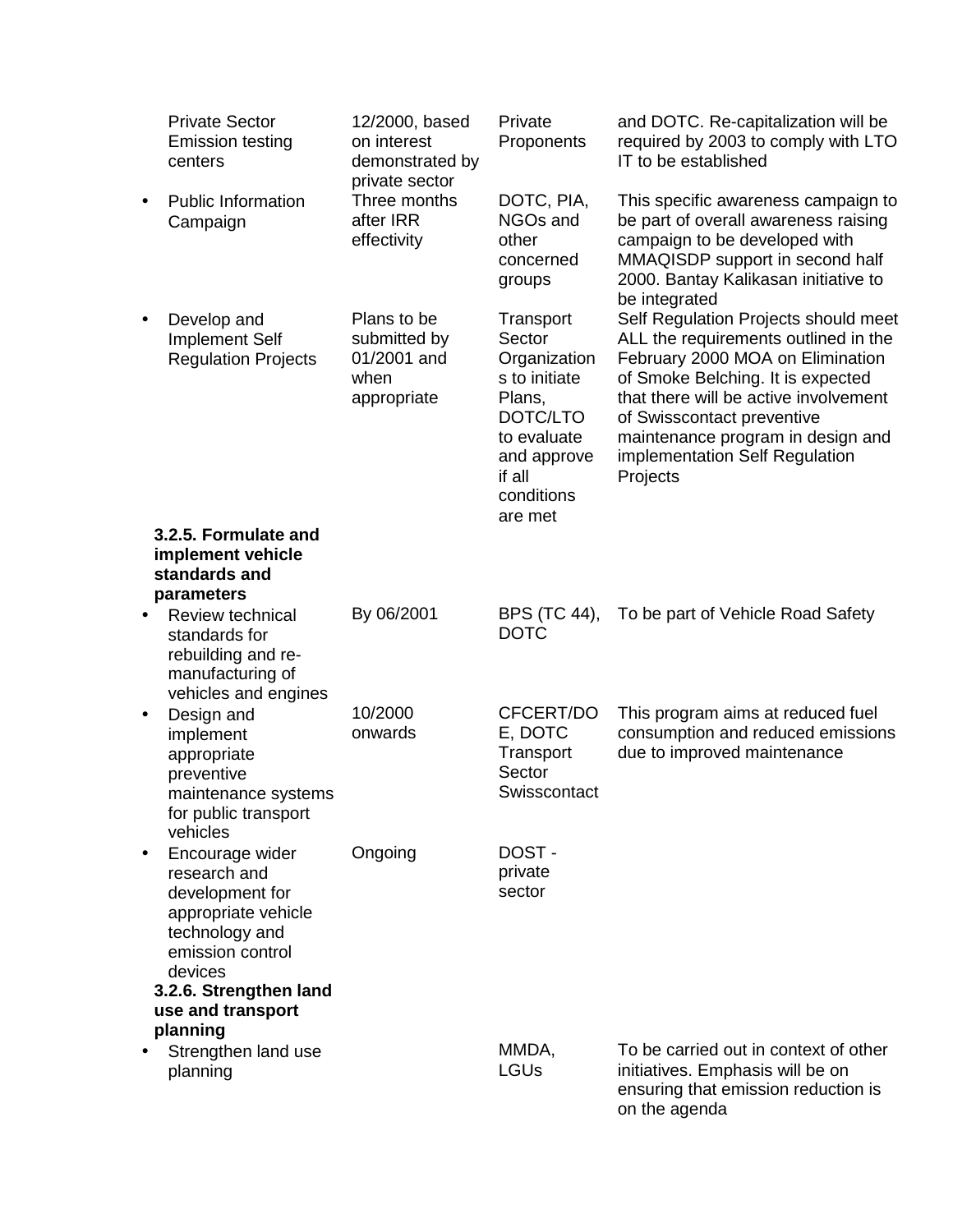| Activity | Timeframe | Responsible | Remarks |
|---|---|---|---|
| Private Sector Emission testing centers | 12/2000, based on interest demonstrated by private sector | Private Proponents | and DOTC. Re-capitalization will be required by 2003 to comply with LTO IT to be established |
| • Public Information Campaign | Three months after IRR effectivity | DOTC, PIA, NGOs and other concerned groups | This specific awareness campaign to be part of overall awareness raising campaign to be developed with MMAQISDP support in second half 2000. Bantay Kalikasan initiative to be integrated |
| • Develop and Implement Self Regulation Projects | Plans to be submitted by 01/2001 and when appropriate | Transport Sector Organizations to initiate Plans, DOTC/LTO to evaluate and approve if all conditions are met | Self Regulation Projects should meet ALL the requirements outlined in the February 2000 MOA on Elimination of Smoke Belching. It is expected that there will be active involvement of Swisscontact preventive maintenance program in design and implementation Self Regulation Projects |
| **3.2.5. Formulate and implement vehicle standards and parameters** | | | |
| • Review technical standards for rebuilding and re-manufacturing of vehicles and engines | By 06/2001 | BPS (TC 44), DOTC | To be part of Vehicle Road Safety |
| • Design and implement appropriate preventive maintenance systems for public transport vehicles | 10/2000 onwards | CFCERT/DOE, DOTC Transport Sector Swisscontact | This program aims at reduced fuel consumption and reduced emissions due to improved maintenance |
| • Encourage wider research and development for appropriate vehicle technology and emission control devices | Ongoing | DOST - private sector | |
| **3.2.6. Strengthen land use and transport planning** | | | |
| • Strengthen land use planning | | MMDA, LGUs | To be carried out in context of other initiatives. Emphasis will be on ensuring that emission reduction is on the agenda |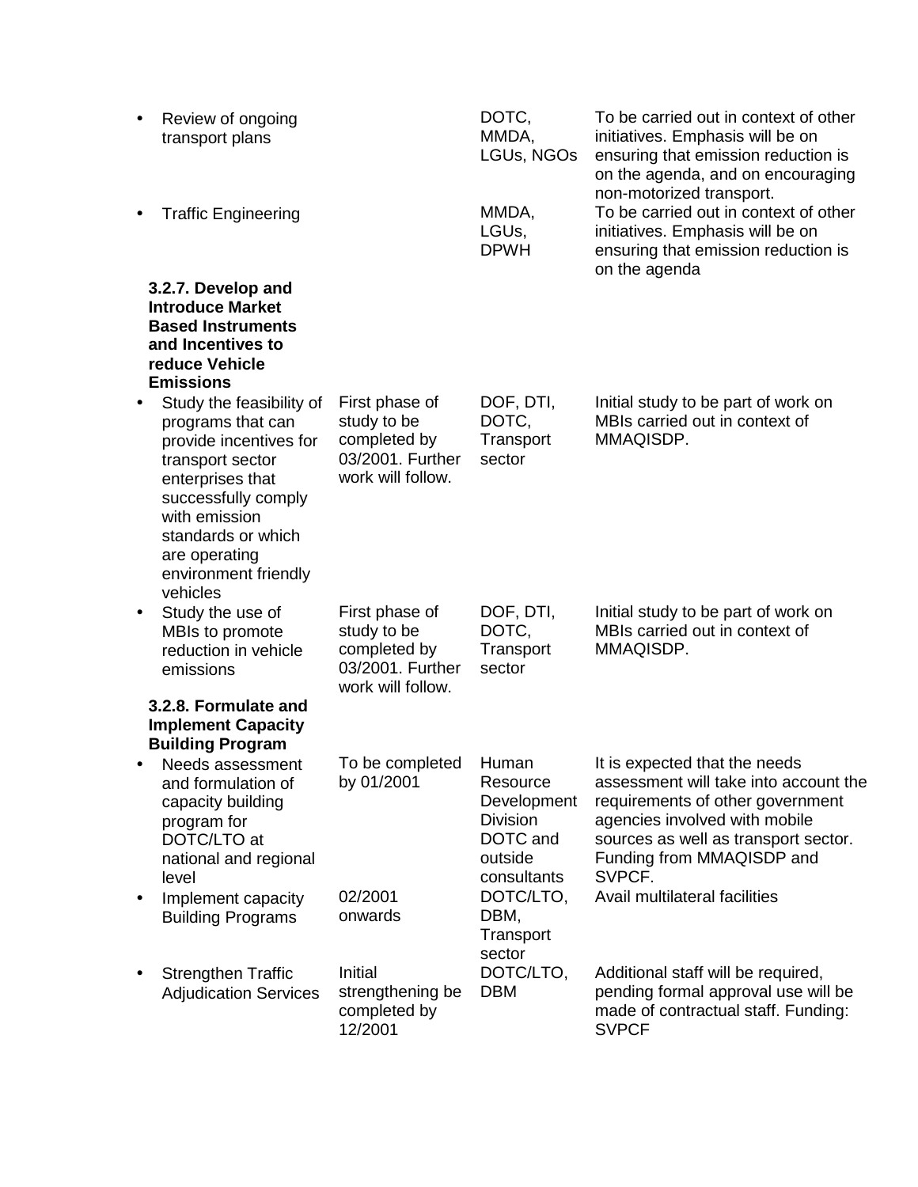| Activity | Timing | Responsible | Remarks |
|---|---|---|---|
| • Review of ongoing transport plans | | DOTC, MMDA, LGUs, NGOs | To be carried out in context of other initiatives. Emphasis will be on ensuring that emission reduction is on the agenda, and on encouraging non-motorized transport. |
| • Traffic Engineering | | MMDA, LGUs, DPWH | To be carried out in context of other initiatives. Emphasis will be on ensuring that emission reduction is on the agenda |
| **3.2.7. Develop and Introduce Market Based Instruments and Incentives to reduce Vehicle Emissions** | | | |
| • Study the feasibility of programs that can provide incentives for transport sector enterprises that successfully comply with emission standards or which are operating environment friendly vehicles | First phase of study to be completed by 03/2001. Further work will follow. | DOF, DTI, DOTC, Transport sector | Initial study to be part of work on MBIs carried out in context of MMAQISDP. |
| • Study the use of MBIs to promote reduction in vehicle emissions | First phase of study to be completed by 03/2001. Further work will follow. | DOF, DTI, DOTC, Transport sector | Initial study to be part of work on MBIs carried out in context of MMAQISDP. |
| **3.2.8. Formulate and Implement Capacity Building Program** | | | |
| • Needs assessment and formulation of capacity building program for DOTC/LTO at national and regional level | To be completed by 01/2001 | Human Resource Development Division DOTC and outside consultants | It is expected that the needs assessment will take into account the requirements of other government agencies involved with mobile sources as well as transport sector. Funding from MMAQISDP and SVPCF. |
| • Implement capacity Building Programs | 02/2001 onwards | DOTC/LTO, DBM, Transport sector | Avail multilateral facilities |
| • Strengthen Traffic Adjudication Services | Initial strengthening be completed by 12/2001 | DOTC/LTO, DBM | Additional staff will be required, pending formal approval use will be made of contractual staff. Funding: SVPCF |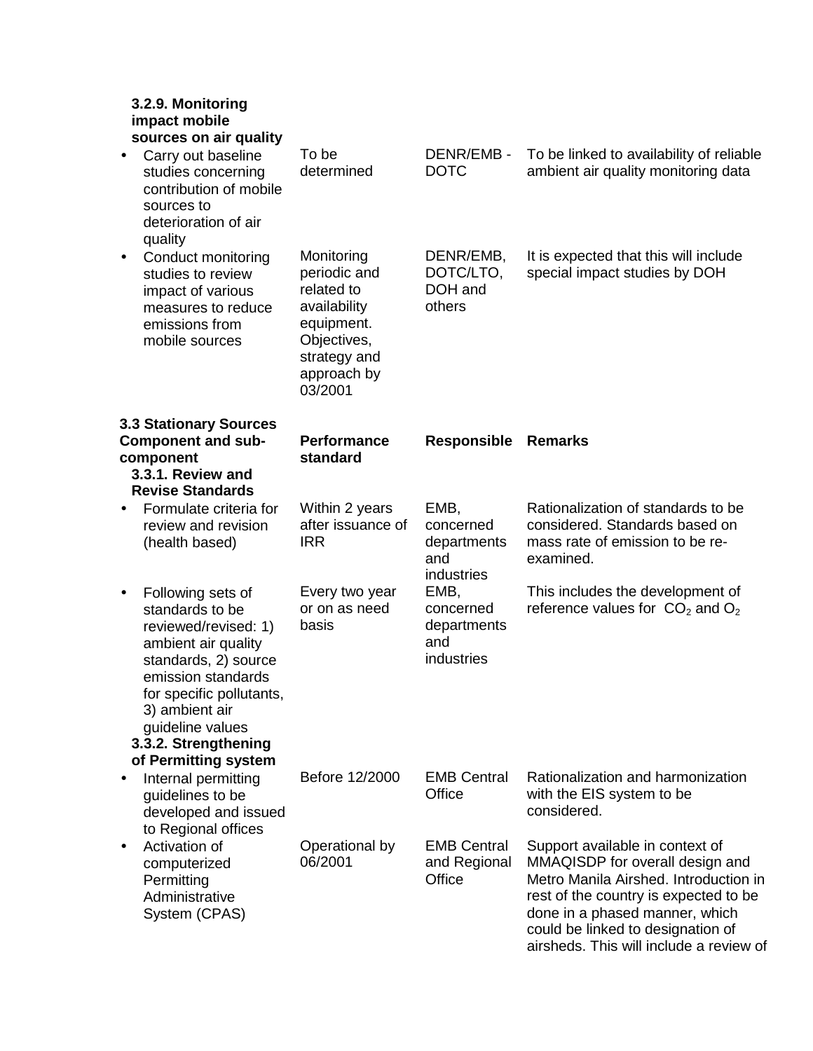| Component and sub-component | Performance standard | Responsible | Remarks |
|---|---|---|---|
| **3.2.9. Monitoring impact mobile sources on air quality** | | | |
| • Carry out baseline studies concerning contribution of mobile sources to deterioration of air quality | To be determined | DENR/EMB - DOTC | To be linked to availability of reliable ambient air quality monitoring data |
| • Conduct monitoring studies to review impact of various measures to reduce emissions from mobile sources | Monitoring periodic and related to availability equipment. Objectives, strategy and approach by 03/2001 | DENR/EMB, DOTC/LTO, DOH and others | It is expected that this will include special impact studies by DOH |

**3.3 Stationary Sources**

| Component and sub-component | Performance standard | Responsible | Remarks |
|---|---|---|---|
| **3.3.1. Review and Revise Standards** | | | |
| • Formulate criteria for review and revision (health based) | Within 2 years after issuance of IRR | EMB, concerned departments and industries | Rationalization of standards to be considered. Standards based on mass rate of emission to be re-examined. |
| • Following sets of standards to be reviewed/revised: 1) ambient air quality standards, 2) source emission standards for specific pollutants, 3) ambient air guideline values | Every two year or on as need basis | EMB, concerned departments and industries | This includes the development of reference values for $CO_2$ and $O_2$ |
| **3.3.2. Strengthening of Permitting system** | | | |
| • Internal permitting guidelines to be developed and issued to Regional offices | Before 12/2000 | EMB Central Office | Rationalization and harmonization with the EIS system to be considered. |
| • Activation of computerized Permitting Administrative System (CPAS) | Operational by 06/2001 | EMB Central and Regional Office | Support available in context of MMAQISDP for overall design and Metro Manila Airshed. Introduction in rest of the country is expected to be done in a phased manner, which could be linked to designation of airsheds. This will include a review of |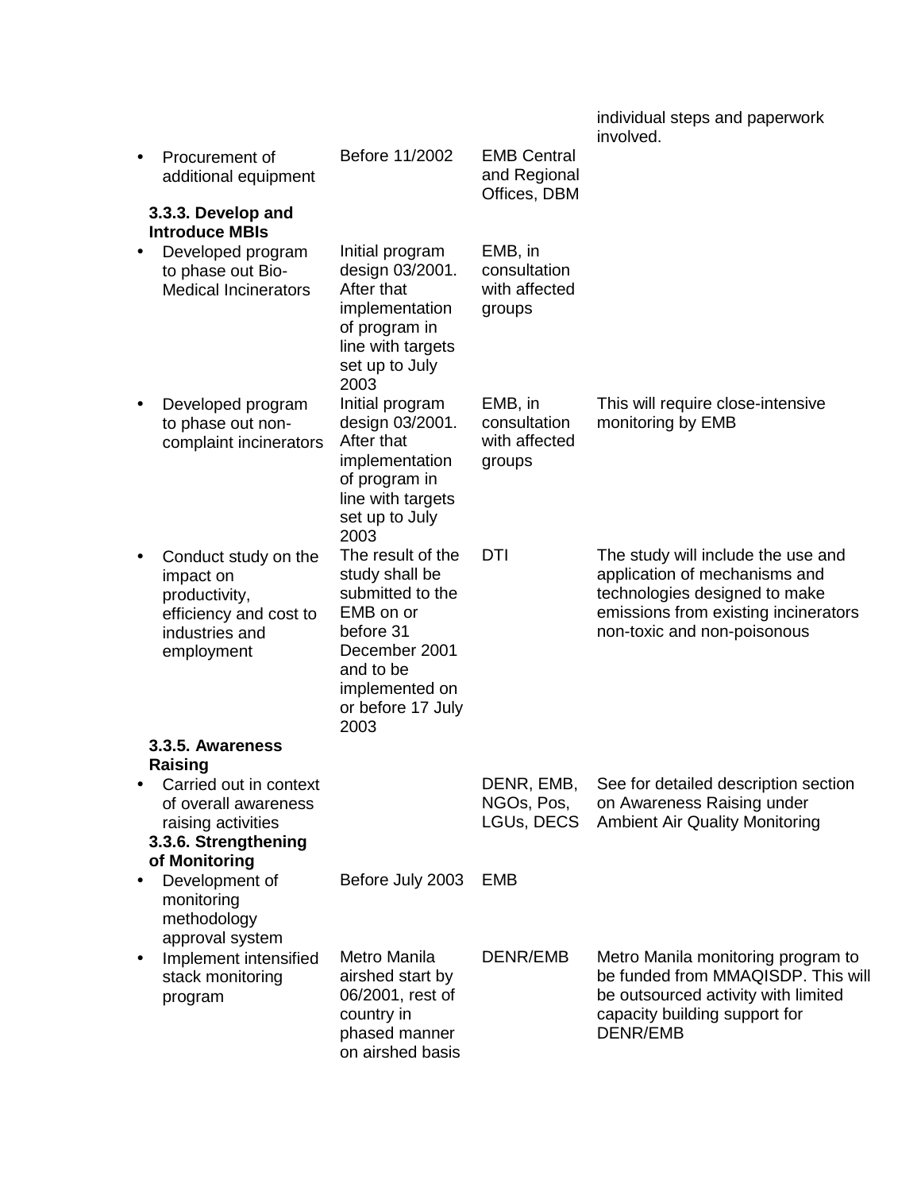| | | | |
|---|---|---|---|
| | | | individual steps and paperwork involved. |
| • Procurement of additional equipment | Before 11/2002 | EMB Central and Regional Offices, DBM | |
| **3.3.3. Develop and Introduce MBIs** | | | |
| • Developed program to phase out Bio-Medical Incinerators | Initial program design 03/2001. After that implementation of program in line with targets set up to July 2003 | EMB, in consultation with affected groups | |
| • Developed program to phase out non-complaint incinerators | Initial program design 03/2001. After that implementation of program in line with targets set up to July 2003 | EMB, in consultation with affected groups | This will require close-intensive monitoring by EMB |
| • Conduct study on the impact on productivity, efficiency and cost to industries and employment | The result of the study shall be submitted to the EMB on or before 31 December 2001 and to be implemented on or before 17 July 2003 | DTI | The study will include the use and application of mechanisms and technologies designed to make emissions from existing incinerators non-toxic and non-poisonous |
| **3.3.5. Awareness Raising** | | | |
| • Carried out in context of overall awareness raising activities | | DENR, EMB, NGOs, Pos, LGUs, DECS | See for detailed description section on Awareness Raising under Ambient Air Quality Monitoring |
| **3.3.6. Strengthening of Monitoring** | | | |
| • Development of monitoring methodology approval system | Before July 2003 | EMB | |
| • Implement intensified stack monitoring program | Metro Manila airshed start by 06/2001, rest of country in phased manner on airshed basis | DENR/EMB | Metro Manila monitoring program to be funded from MMAQISDP. This will be outsourced activity with limited capacity building support for DENR/EMB |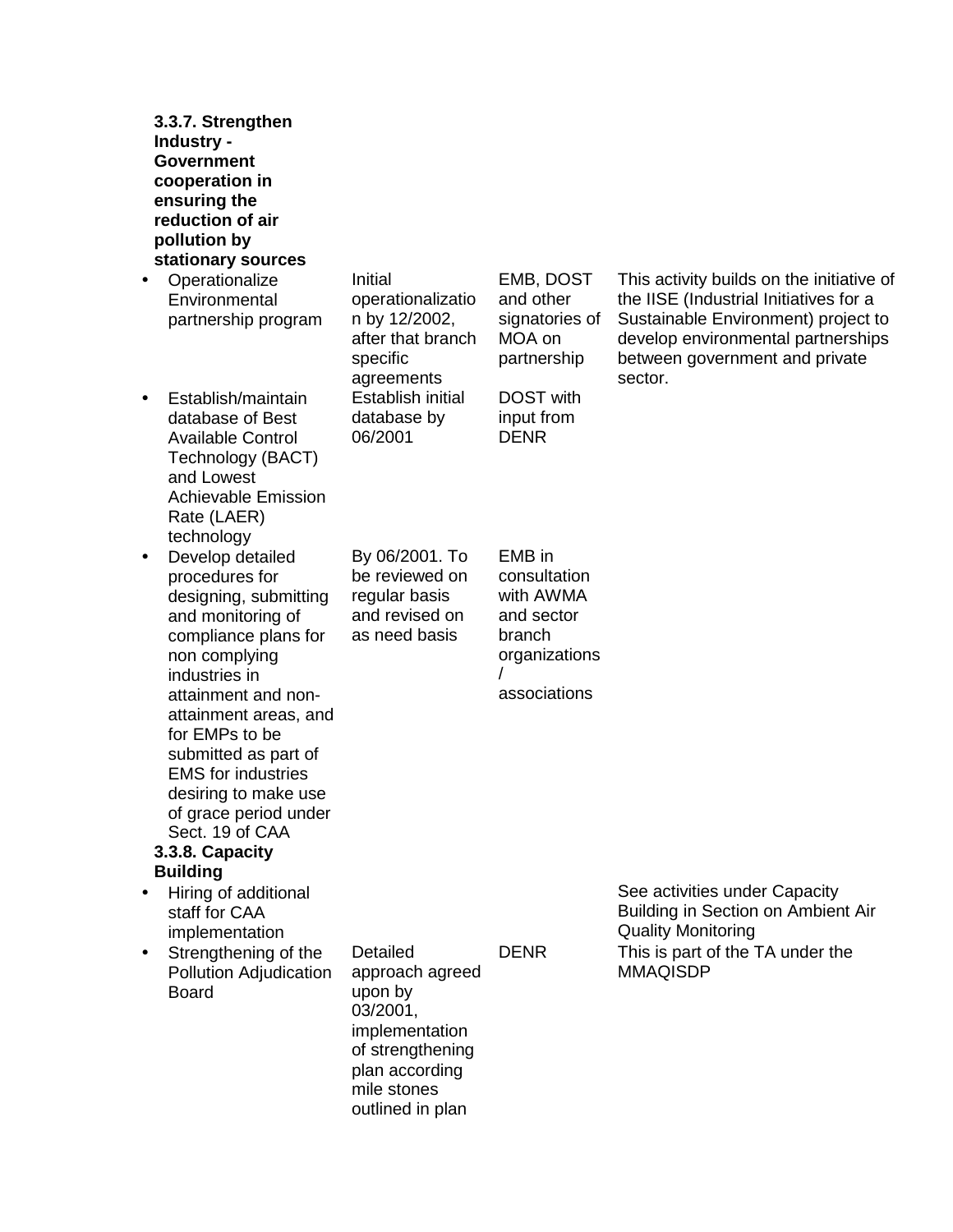| | | | |
|---|---|---|---|
| **3.3.7. Strengthen Industry - Government cooperation in ensuring the reduction of air pollution by stationary sources** | | | |
| • Operationalize Environmental partnership program | Initial operationalization by 12/2002, after that branch specific agreements | EMB, DOST and other signatories of MOA on partnership | This activity builds on the initiative of the IISE (Industrial Initiatives for a Sustainable Environment) project to develop environmental partnerships between government and private sector. |
| • Establish/maintain database of Best Available Control Technology (BACT) and Lowest Achievable Emission Rate (LAER) technology | Establish initial database by 06/2001 | DOST with input from DENR | |
| • Develop detailed procedures for designing, submitting and monitoring of compliance plans for non complying industries in attainment and non-attainment areas, and for EMPs to be submitted as part of EMS for industries desiring to make use of grace period under Sect. 19 of CAA | By 06/2001. To be reviewed on regular basis and revised on as need basis | EMB in consultation with AWMA and sector branch organizations / associations | |
| **3.3.8. Capacity Building** | | | |
| • Hiring of additional staff for CAA implementation | | | See activities under Capacity Building in Section on Ambient Air Quality Monitoring |
| • Strengthening of the Pollution Adjudication Board | Detailed approach agreed upon by 03/2001, implementation of strengthening plan according mile stones outlined in plan | DENR | This is part of the TA under the MMAQISDP |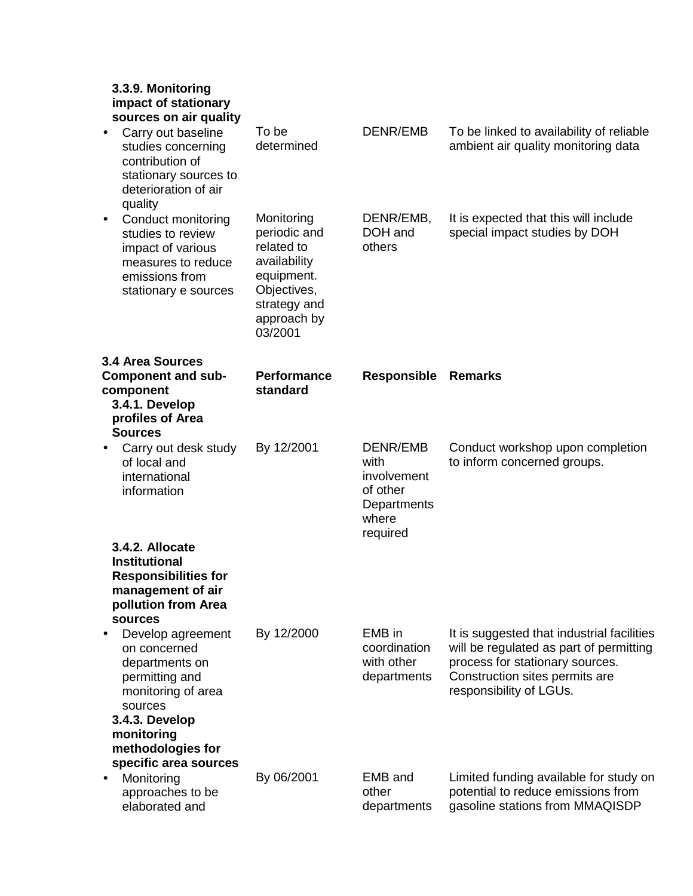| | | | |
|---|---|---|---|
| **3.3.9. Monitoring impact of stationary sources on air quality** | | | |
| • Carry out baseline studies concerning contribution of stationary sources to deterioration of air quality | To be determined | DENR/EMB | To be linked to availability of reliable ambient air quality monitoring data |
| • Conduct monitoring studies to review impact of various measures to reduce emissions from stationary e sources | Monitoring periodic and related to availability equipment. Objectives, strategy and approach by 03/2001 | DENR/EMB, DOH and others | It is expected that this will include special impact studies by DOH |

| **3.4 Area Sources Component and sub-component** | **Performance standard** | **Responsible** | **Remarks** |
|---|---|---|---|
| **3.4.1. Develop profiles of Area Sources** | | | |
| • Carry out desk study of local and international information | By 12/2001 | DENR/EMB with involvement of other Departments where required | Conduct workshop upon completion to inform concerned groups. |
| **3.4.2. Allocate Institutional Responsibilities for management of air pollution from Area sources** | | | |
| • Develop agreement on concerned departments on permitting and monitoring of area sources | By 12/2000 | EMB in coordination with other departments | It is suggested that industrial facilities will be regulated as part of permitting process for stationary sources. Construction sites permits are responsibility of LGUs. |
| **3.4.3. Develop monitoring methodologies for specific area sources** | | | |
| • Monitoring approaches to be elaborated and | By 06/2001 | EMB and other departments | Limited funding available for study on potential to reduce emissions from gasoline stations from MMAQISDP |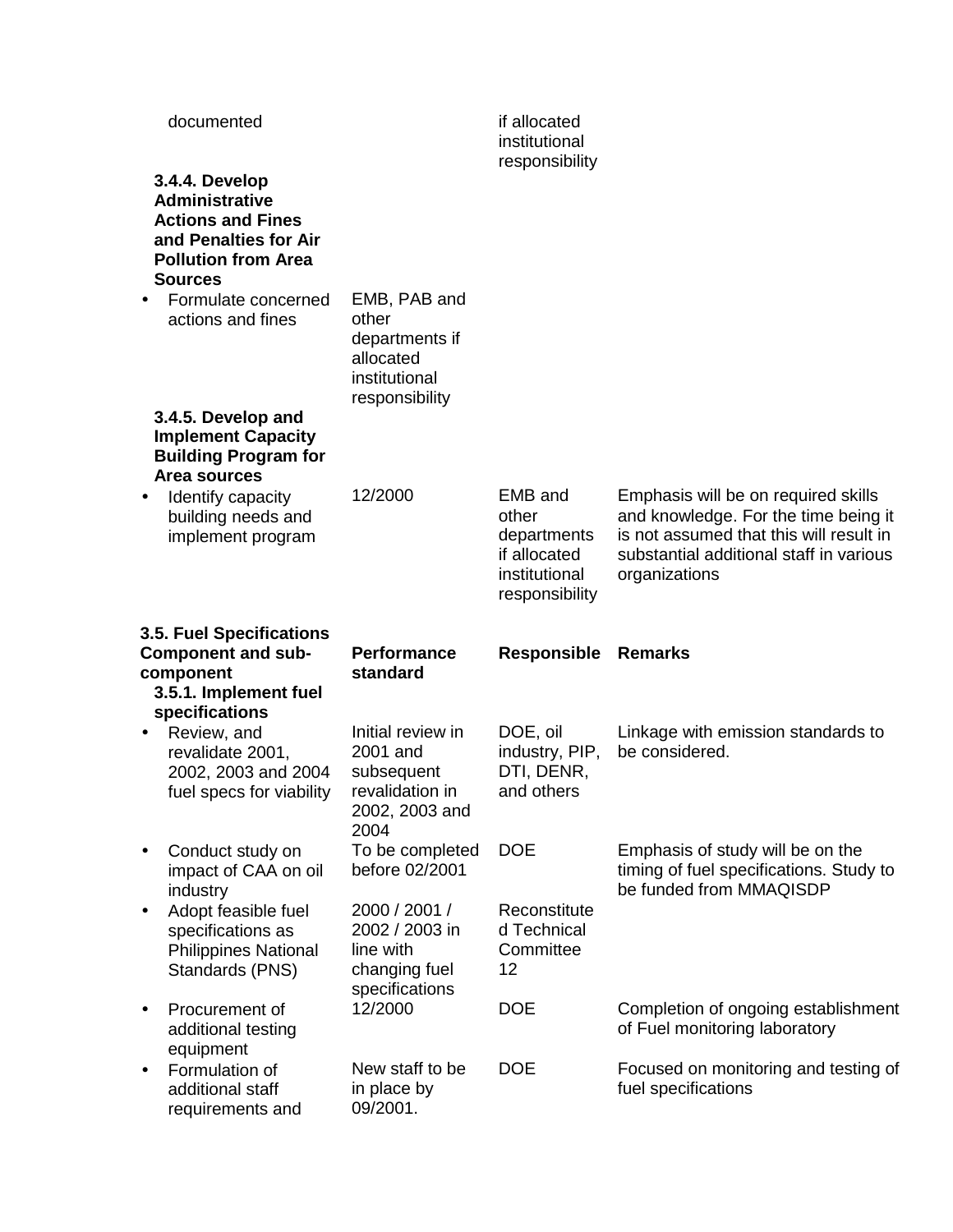| | | | |
|---|---|---|---|
| documented | | if allocated institutional responsibility | |
| **3.4.4. Develop Administrative Actions and Fines and Penalties for Air Pollution from Area Sources** | | | |
| • Formulate concerned actions and fines | EMB, PAB and other departments if allocated institutional responsibility | | |
| **3.4.5. Develop and Implement Capacity Building Program for Area sources** | | | |
| • Identify capacity building needs and implement program | 12/2000 | EMB and other departments if allocated institutional responsibility | Emphasis will be on required skills and knowledge. For the time being it is not assumed that this will result in substantial additional staff in various organizations |

| **3.5. Fuel Specifications Component and sub-component** | **Performance standard** | **Responsible** | **Remarks** |
|---|---|---|---|
| **3.5.1. Implement fuel specifications** | | | |
| • Review, and revalidate 2001, 2002, 2003 and 2004 fuel specs for viability | Initial review in 2001 and subsequent revalidation in 2002, 2003 and 2004 | DOE, oil industry, PIP, DTI, DENR, and others | Linkage with emission standards to be considered. |
| • Conduct study on impact of CAA on oil industry | To be completed before 02/2001 | DOE | Emphasis of study will be on the timing of fuel specifications. Study to be funded from MMAQISDP |
| • Adopt feasible fuel specifications as Philippines National Standards (PNS) | 2000 / 2001 / 2002 / 2003 in line with changing fuel specifications | Reconstituted Technical Committee 12 | |
| • Procurement of additional testing equipment | 12/2000 | DOE | Completion of ongoing establishment of Fuel monitoring laboratory |
| • Formulation of additional staff requirements and | New staff to be in place by 09/2001. | DOE | Focused on monitoring and testing of fuel specifications |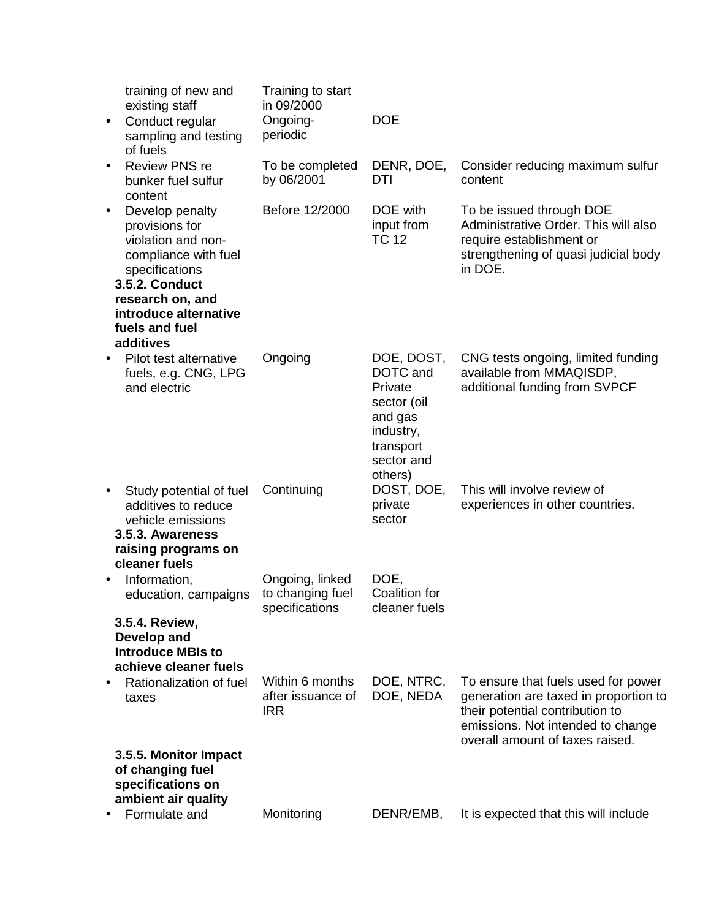| Activity | Timing | Responsible | Remarks |
|---|---|---|---|
| training of new and existing staff | Training to start in 09/2000 | | |
| • Conduct regular sampling and testing of fuels | Ongoing-periodic | DOE | |
| • Review PNS re bunker fuel sulfur content | To be completed by 06/2001 | DENR, DOE, DTI | Consider reducing maximum sulfur content |
| • Develop penalty provisions for violation and non-compliance with fuel specifications | Before 12/2000 | DOE with input from TC 12 | To be issued through DOE Administrative Order. This will also require establishment or strengthening of quasi judicial body in DOE. |
| **3.5.2. Conduct research on, and introduce alternative fuels and fuel additives** | | | |
| • Pilot test alternative fuels, e.g. CNG, LPG and electric | Ongoing | DOE, DOST, DOTC and Private sector (oil and gas industry, transport sector and others) | CNG tests ongoing, limited funding available from MMAQISDP, additional funding from SVPCF |
| • Study potential of fuel additives to reduce vehicle emissions | Continuing | DOST, DOE, private sector | This will involve review of experiences in other countries. |
| **3.5.3. Awareness raising programs on cleaner fuels** | | | |
| • Information, education, campaigns | Ongoing, linked to changing fuel specifications | DOE, Coalition for cleaner fuels | |
| **3.5.4. Review, Develop and Introduce MBIs to achieve cleaner fuels** | | | |
| • Rationalization of fuel taxes | Within 6 months after issuance of IRR | DOE, NTRC, DOE, NEDA | To ensure that fuels used for power generation are taxed in proportion to their potential contribution to emissions. Not intended to change overall amount of taxes raised. |
| **3.5.5. Monitor Impact of changing fuel specifications on ambient air quality** | | | |
| • Formulate and | Monitoring | DENR/EMB, | It is expected that this will include |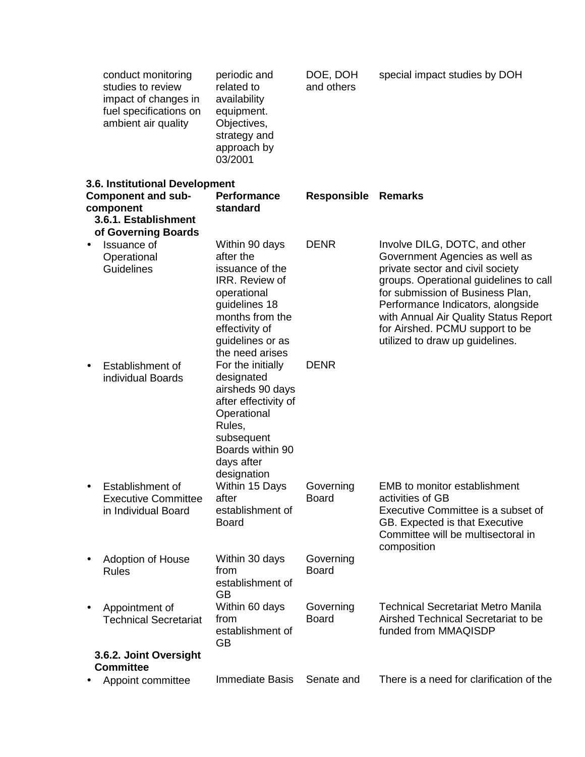| | | | |
|---|---|---|---|
| conduct monitoring studies to review impact of changes in fuel specifications on ambient air quality | periodic and related to availability equipment. Objectives, strategy and approach by 03/2001 | DOE, DOH and others | special impact studies by DOH |

**3.6. Institutional Development**

| **Component and sub-component** | **Performance standard** | **Responsible** | **Remarks** |
|---|---|---|---|
| **3.6.1. Establishment of Governing Boards** | | | |
| • Issuance of Operational Guidelines | Within 90 days after the issuance of the IRR. Review of operational guidelines 18 months from the effectivity of guidelines or as the need arises | DENR | Involve DILG, DOTC, and other Government Agencies as well as private sector and civil society groups. Operational guidelines to call for submission of Business Plan, Performance Indicators, alongside with Annual Air Quality Status Report for Airshed. PCMU support to be utilized to draw up guidelines. |
| • Establishment of individual Boards | For the initially designated airsheds 90 days after effectivity of Operational Rules, subsequent Boards within 90 days after designation | DENR | |
| • Establishment of Executive Committee in Individual Board | Within 15 Days after establishment of Board | Governing Board | EMB to monitor establishment activities of GB<br>Executive Committee is a subset of GB. Expected is that Executive Committee will be multisectoral in composition |
| • Adoption of House Rules | Within 30 days from establishment of GB | Governing Board | |
| • Appointment of Technical Secretariat | Within 60 days from establishment of GB | Governing Board | Technical Secretariat Metro Manila Airshed Technical Secretariat to be funded from MMAQISDP |
| **3.6.2. Joint Oversight Committee** | | | |
| • Appoint committee | Immediate Basis | Senate and | There is a need for clarification of the |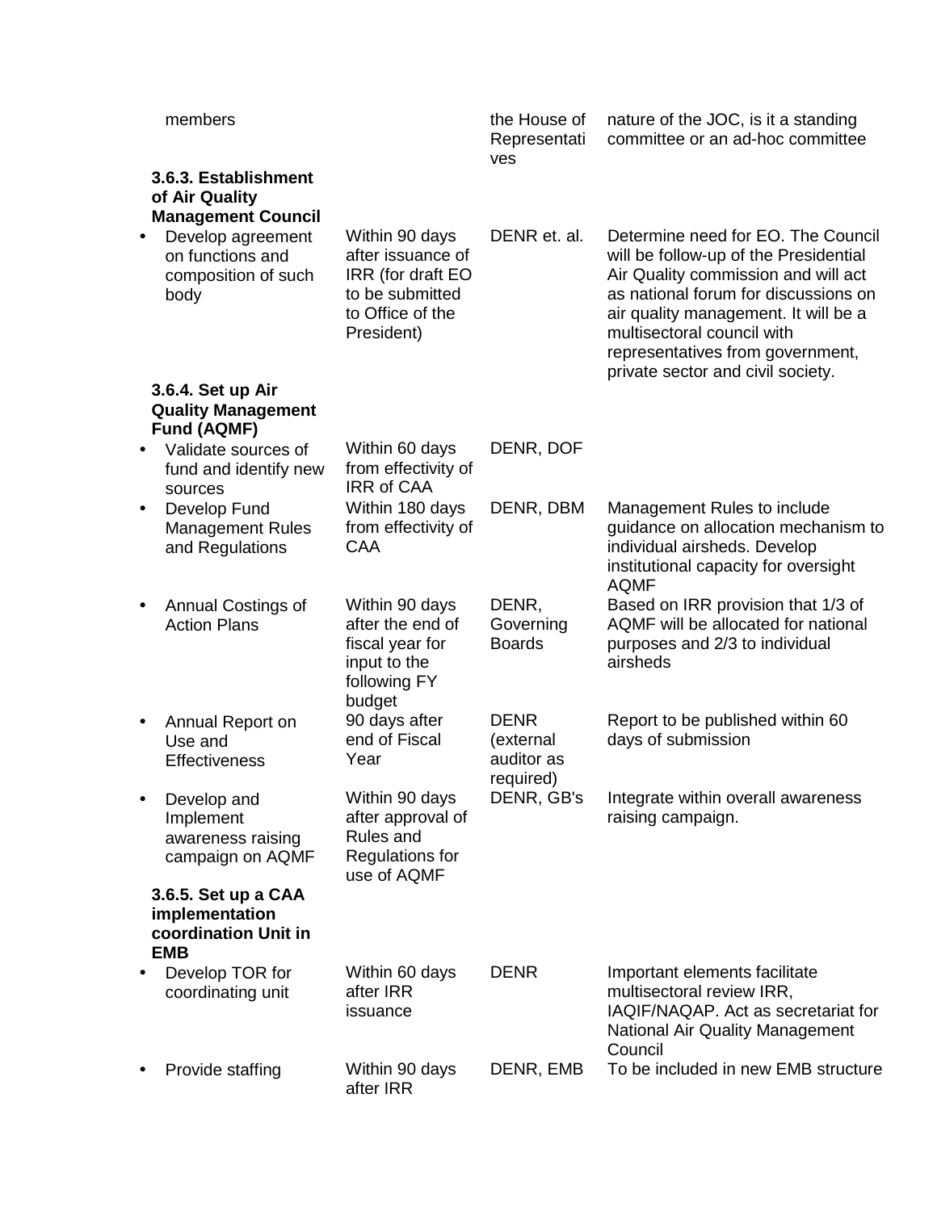| | | | |
|---|---|---|---|
| members | | the House of Representatives | nature of the JOC, is it a standing committee or an ad-hoc committee |
| **3.6.3. Establishment of Air Quality Management Council** | | | |
| • Develop agreement on functions and composition of such body | Within 90 days after issuance of IRR (for draft EO to be submitted to Office of the President) | DENR et. al. | Determine need for EO. The Council will be follow-up of the Presidential Air Quality commission and will act as national forum for discussions on air quality management. It will be a multisectoral council with representatives from government, private sector and civil society. |
| **3.6.4. Set up Air Quality Management Fund (AQMF)** | | | |
| • Validate sources of fund and identify new sources | Within 60 days from effectivity of IRR of CAA | DENR, DOF | |
| • Develop Fund Management Rules and Regulations | Within 180 days from effectivity of CAA | DENR, DBM | Management Rules to include guidance on allocation mechanism to individual airsheds. Develop institutional capacity for oversight AQMF |
| • Annual Costings of Action Plans | Within 90 days after the end of fiscal year for input to the following FY budget | DENR, Governing Boards | Based on IRR provision that 1/3 of AQMF will be allocated for national purposes and 2/3 to individual airsheds |
| • Annual Report on Use and Effectiveness | 90 days after end of Fiscal Year | DENR (external auditor as required) | Report to be published within 60 days of submission |
| • Develop and Implement awareness raising campaign on AQMF | Within 90 days after approval of Rules and Regulations for use of AQMF | DENR, GB's | Integrate within overall awareness raising campaign. |
| **3.6.5. Set up a CAA implementation coordination Unit in EMB** | | | |
| • Develop TOR for coordinating unit | Within 60 days after IRR issuance | DENR | Important elements facilitate multisectoral review IRR, IAQIF/NAQAP. Act as secretariat for National Air Quality Management Council |
| • Provide staffing | Within 90 days after IRR | DENR, EMB | To be included in new EMB structure |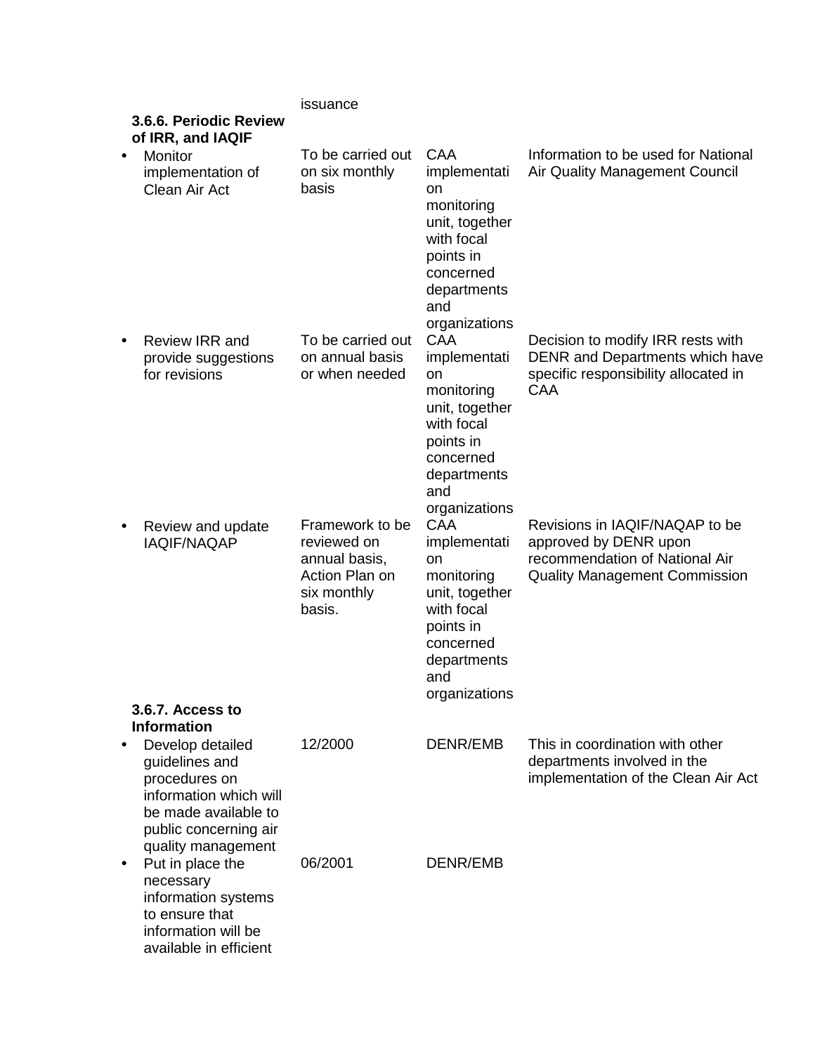| | | | |
|---|---|---|---|
| | issuance | | |
| **3.6.6. Periodic Review of IRR, and IAQIF** | | | |
| • Monitor implementation of Clean Air Act | To be carried out on six monthly basis | CAA implementation monitoring unit, together with focal points in concerned departments and organizations | Information to be used for National Air Quality Management Council |
| • Review IRR and provide suggestions for revisions | To be carried out on annual basis or when needed | CAA implementation monitoring unit, together with focal points in concerned departments and organizations | Decision to modify IRR rests with DENR and Departments which have specific responsibility allocated in CAA |
| • Review and update IAQIF/NAQAP | Framework to be reviewed on annual basis, Action Plan on six monthly basis. | CAA implementation monitoring unit, together with focal points in concerned departments and organizations | Revisions in IAQIF/NAQAP to be approved by DENR upon recommendation of National Air Quality Management Commission |
| **3.6.7. Access to Information** | | | |
| • Develop detailed guidelines and procedures on information which will be made available to public concerning air quality management | 12/2000 | DENR/EMB | This in coordination with other departments involved in the implementation of the Clean Air Act |
| • Put in place the necessary information systems to ensure that information will be available in efficient | 06/2001 | DENR/EMB | |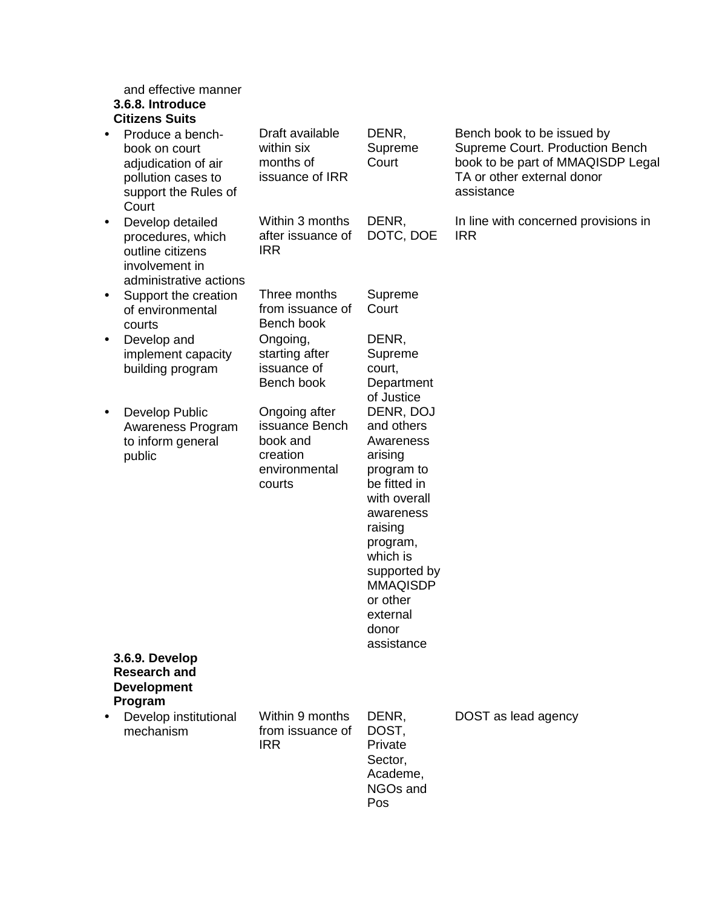| | | | |
|---|---|---|---|
| and effective manner | | | |
| **3.6.8. Introduce Citizens Suits** | | | |
| • Produce a bench-book on court adjudication of air pollution cases to support the Rules of Court | Draft available within six months of issuance of IRR | DENR, Supreme Court | Bench book to be issued by Supreme Court. Production Bench book to be part of MMAQISDP Legal TA or other external donor assistance |
| • Develop detailed procedures, which outline citizens involvement in administrative actions | Within 3 months after issuance of IRR | DENR, DOTC, DOE | In line with concerned provisions in IRR |
| • Support the creation of environmental courts | Three months from issuance of Bench book | Supreme Court | |
| • Develop and implement capacity building program | Ongoing, starting after issuance of Bench book | DENR, Supreme court, Department of Justice | |
| • Develop Public Awareness Program to inform general public | Ongoing after issuance Bench book and creation environmental courts | DENR, DOJ and others Awareness arising program to be fitted in with overall awareness raising program, which is supported by MMAQISDP or other external donor assistance | |
| **3.6.9. Develop Research and Development Program** | | | |
| • Develop institutional mechanism | Within 9 months from issuance of IRR | DENR, DOST, Private Sector, Academe, NGOs and Pos | DOST as lead agency |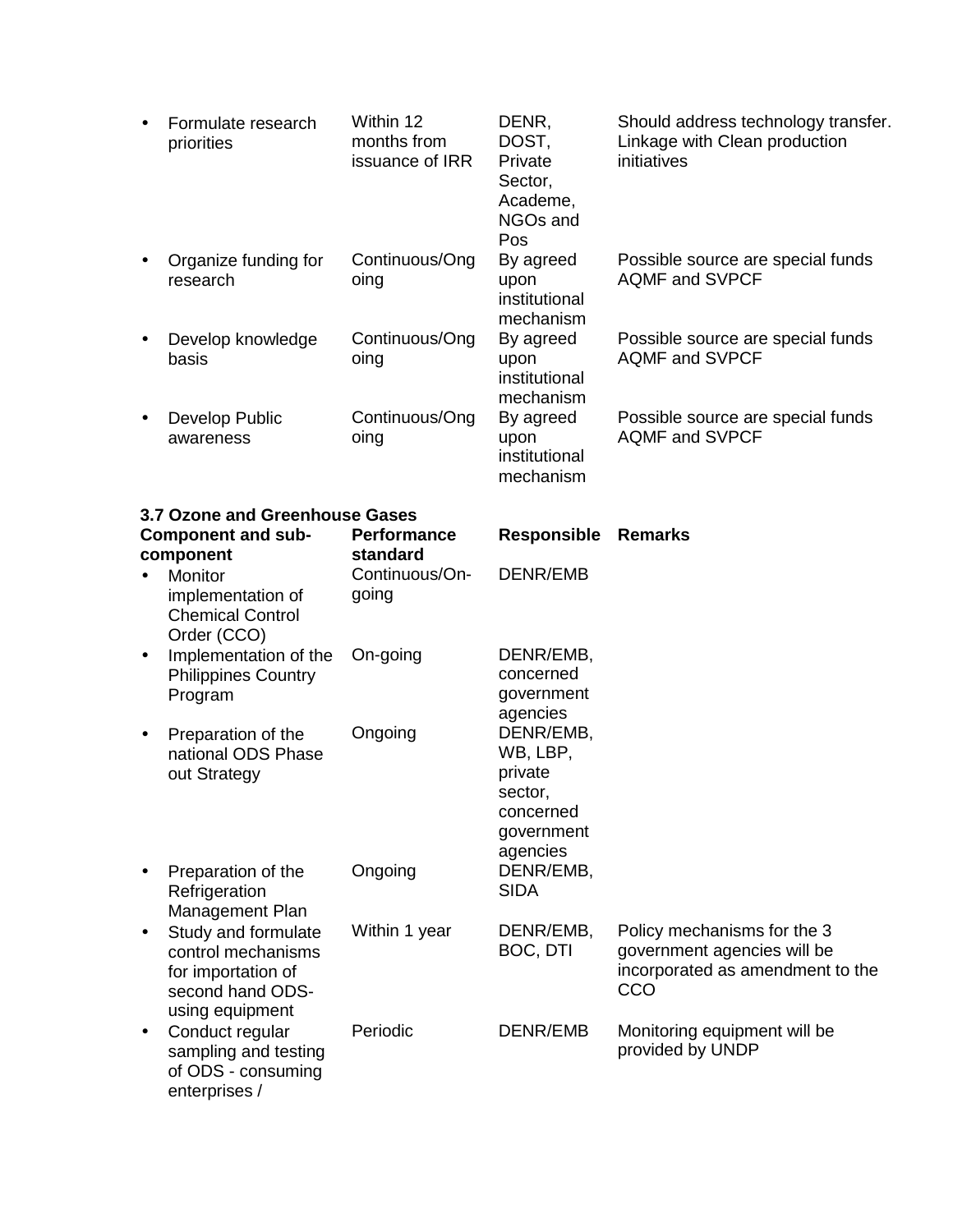| Component and sub-component | Performance standard | Responsible | Remarks |
|---|---|---|---|
| • Formulate research priorities | Within 12 months from issuance of IRR | DENR, DOST, Private Sector, Academe, NGOs and Pos | Should address technology transfer. Linkage with Clean production initiatives |
| • Organize funding for research | Continuous/Ongoing | By agreed upon institutional mechanism | Possible source are special funds AQMF and SVPCF |
| • Develop knowledge basis | Continuous/Ongoing | By agreed upon institutional mechanism | Possible source are special funds AQMF and SVPCF |
| • Develop Public awareness | Continuous/Ongoing | By agreed upon institutional mechanism | Possible source are special funds AQMF and SVPCF |

**3.7 Ozone and Greenhouse Gases**

| Component and sub-component | Performance standard | Responsible | Remarks |
|---|---|---|---|
| • Monitor implementation of Chemical Control Order (CCO) | Continuous/On-going | DENR/EMB | |
| • Implementation of the Philippines Country Program | On-going | DENR/EMB, concerned government agencies | |
| • Preparation of the national ODS Phase out Strategy | Ongoing | DENR/EMB, WB, LBP, private sector, concerned government agencies | |
| • Preparation of the Refrigeration Management Plan | Ongoing | DENR/EMB, SIDA | |
| • Study and formulate control mechanisms for importation of second hand ODS-using equipment | Within 1 year | DENR/EMB, BOC, DTI | Policy mechanisms for the 3 government agencies will be incorporated as amendment to the CCO |
| • Conduct regular sampling and testing of ODS - consuming enterprises / | Periodic | DENR/EMB | Monitoring equipment will be provided by UNDP |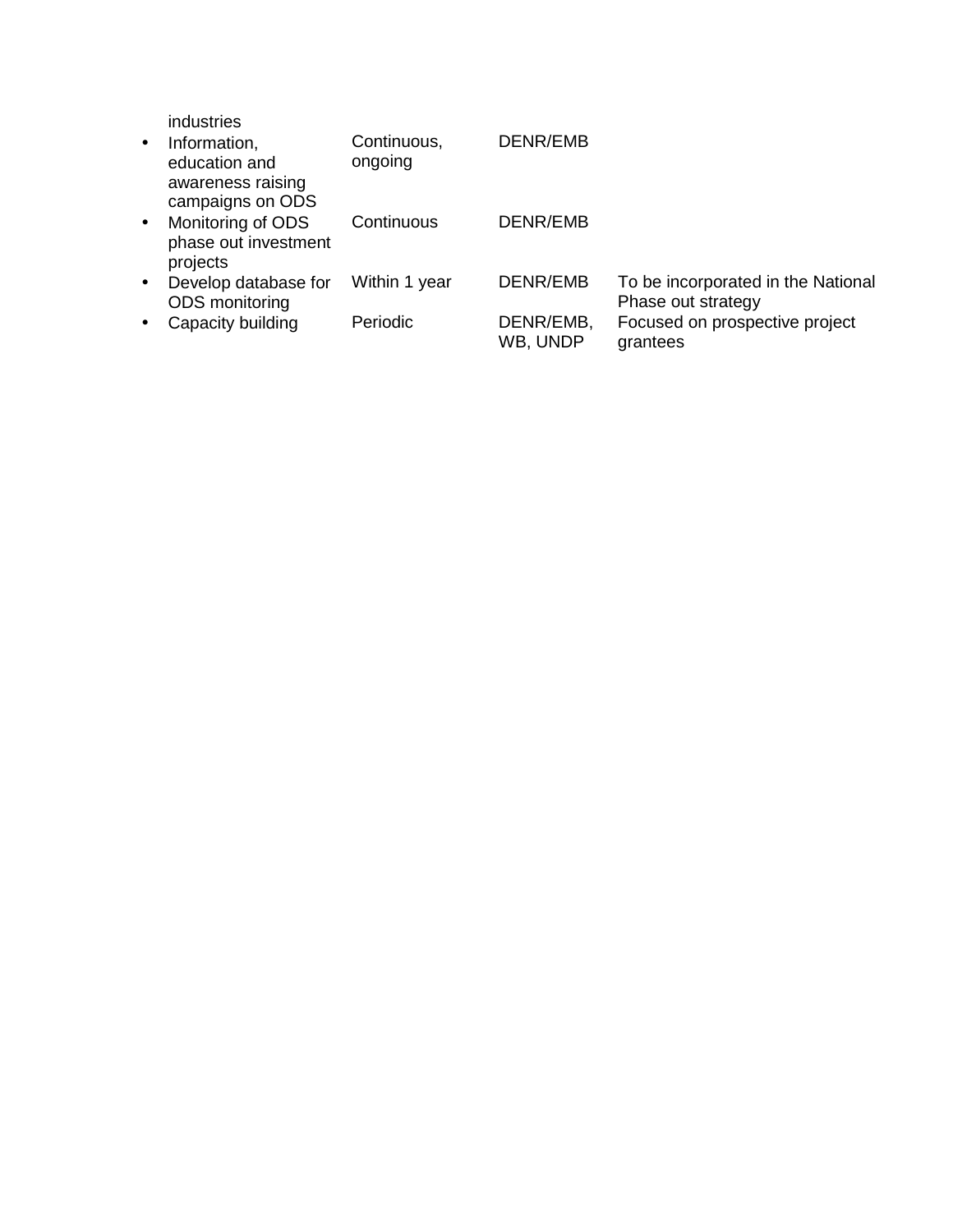| | | | |
|---|---|---|---|
| industries | | | |
| • Information, education and awareness raising campaigns on ODS | Continuous, ongoing | DENR/EMB | |
| • Monitoring of ODS phase out investment projects | Continuous | DENR/EMB | |
| • Develop database for ODS monitoring | Within 1 year | DENR/EMB | To be incorporated in the National Phase out strategy |
| • Capacity building | Periodic | DENR/EMB, WB, UNDP | Focused on prospective project grantees |